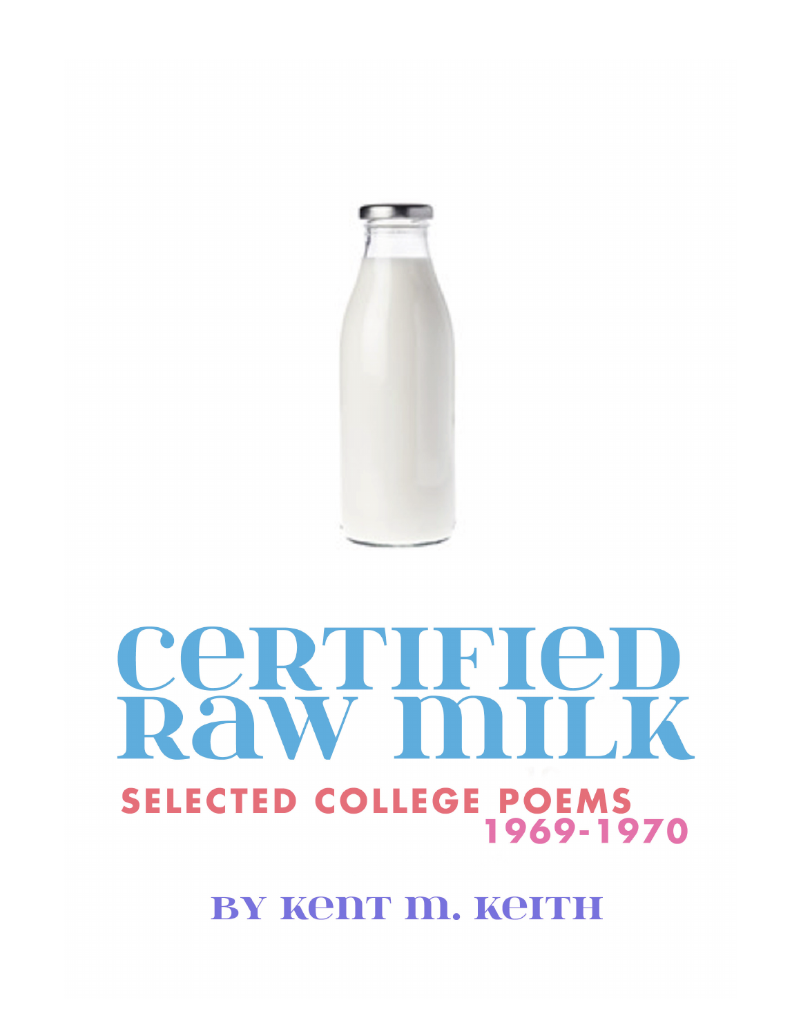# Certified Raw Milk

## SELECTED COLLEGE POEMS 1969-1970

### BY KENT M. KEITH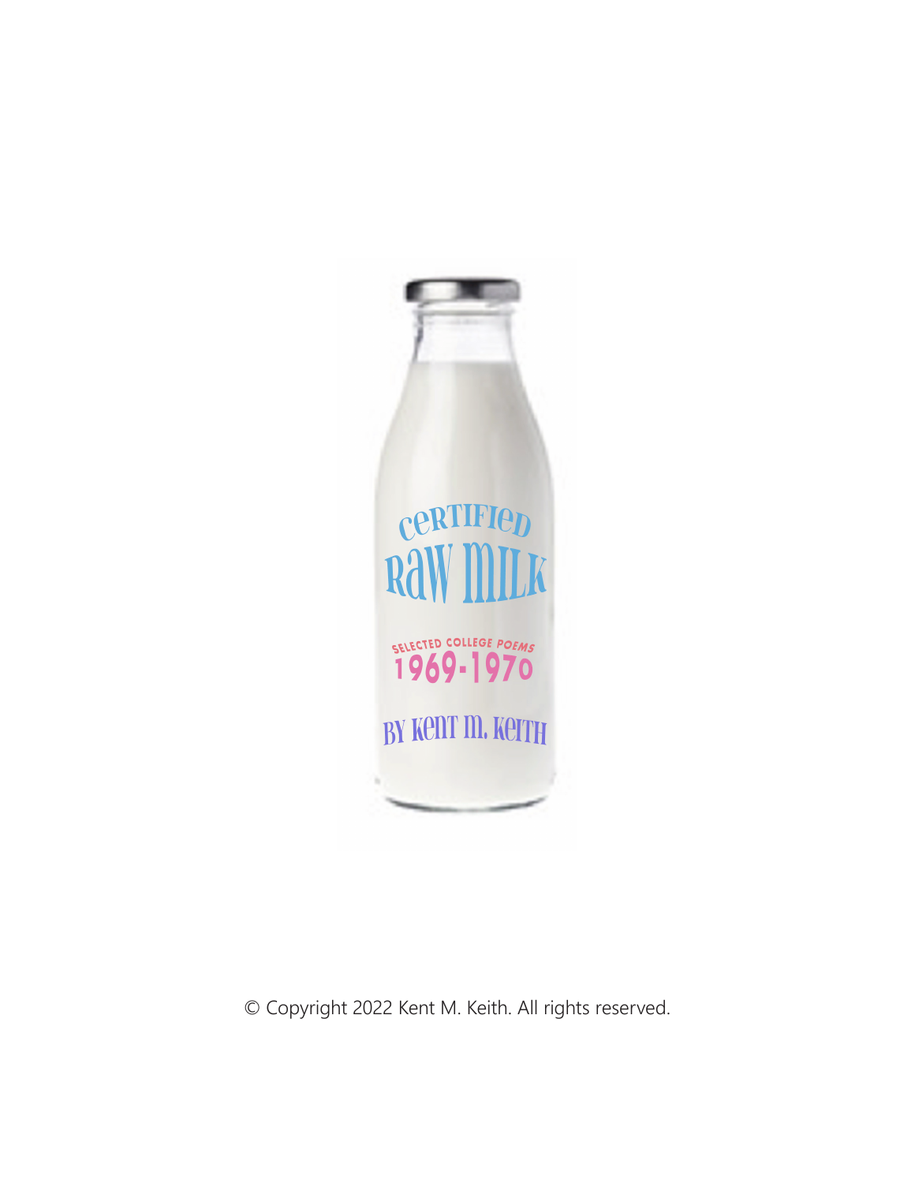# Certified Raw Milk

Selected College Poems 1969-1970

By Kent M. Keith

© Copyright 2022 Kent M. Keith. All rights reserved.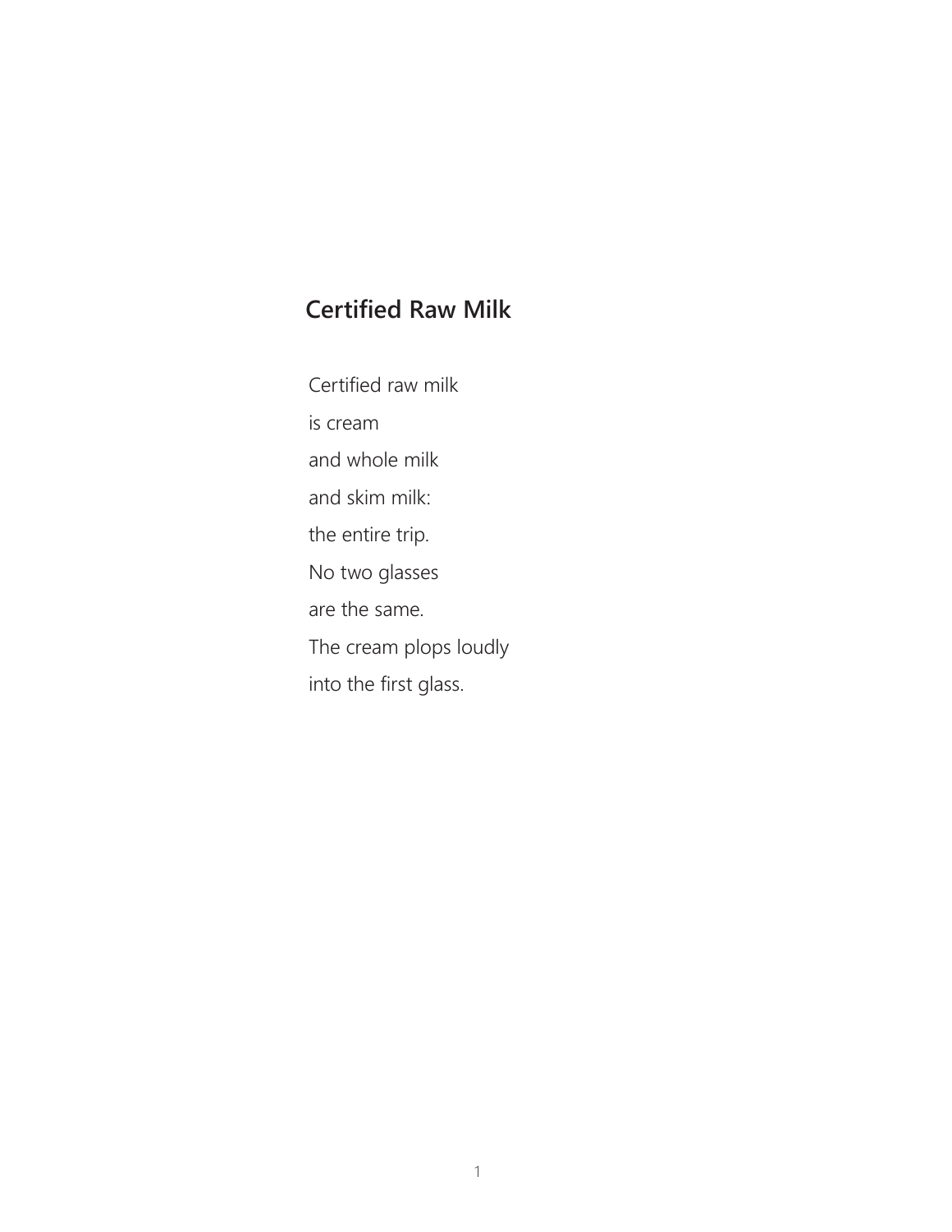## Certified Raw Milk

Certified raw milk  
is cream  
and whole milk  
and skim milk:  
the entire trip.  
No two glasses  
are the same.  
The cream plops loudly  
into the first glass.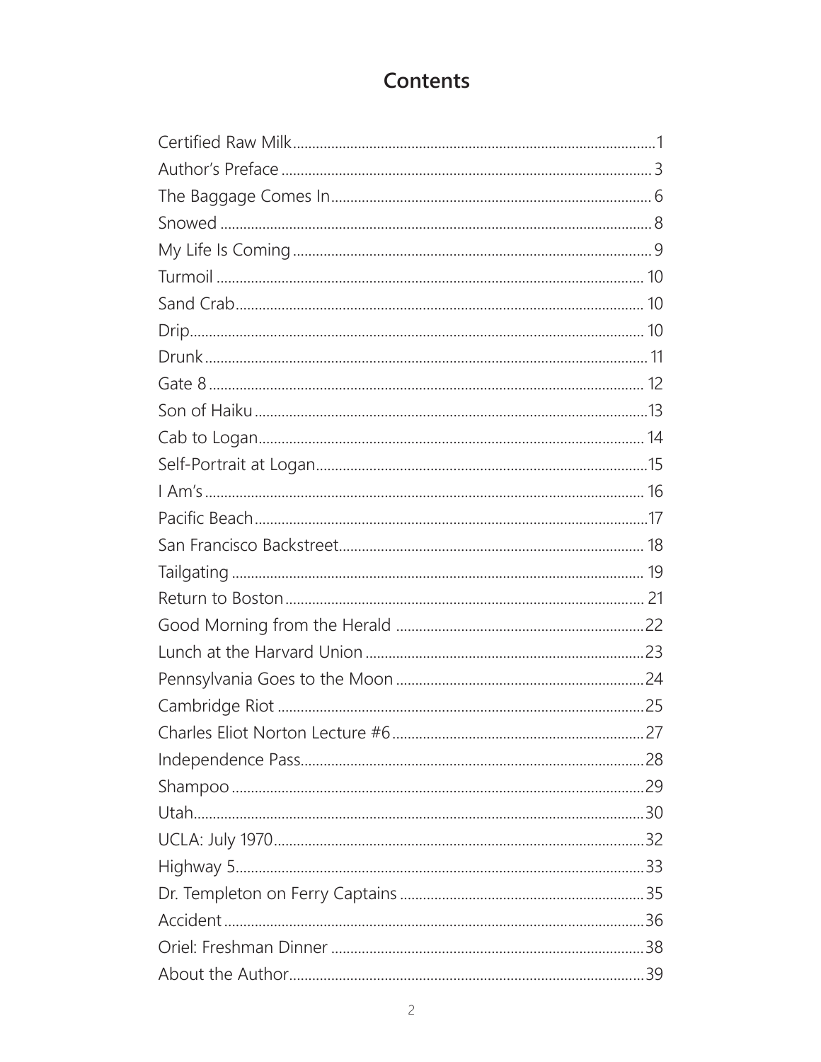# Contents

Certified Raw Milk ........................................................ 1
Author's Preface ........................................................ 3
The Baggage Comes In ........................................................ 6
Snowed ........................................................ 8
My Life Is Coming ........................................................ 9
Turmoil ........................................................ 10
Sand Crab ........................................................ 10
Drip ........................................................ 10
Drunk ........................................................ 11
Gate 8 ........................................................ 12
Son of Haiku ........................................................ 13
Cab to Logan ........................................................ 14
Self-Portrait at Logan ........................................................ 15
I Am's ........................................................ 16
Pacific Beach ........................................................ 17
San Francisco Backstreet ........................................................ 18
Tailgating ........................................................ 19
Return to Boston ........................................................ 21
Good Morning from the Herald ........................................................ 22
Lunch at the Harvard Union ........................................................ 23
Pennsylvania Goes to the Moon ........................................................ 24
Cambridge Riot ........................................................ 25
Charles Eliot Norton Lecture #6 ........................................................ 27
Independence Pass ........................................................ 28
Shampoo ........................................................ 29
Utah ........................................................ 30
UCLA: July 1970 ........................................................ 32
Highway 5 ........................................................ 33
Dr. Templeton on Ferry Captains ........................................................ 35
Accident ........................................................ 36
Oriel: Freshman Dinner ........................................................ 38
About the Author ........................................................ 39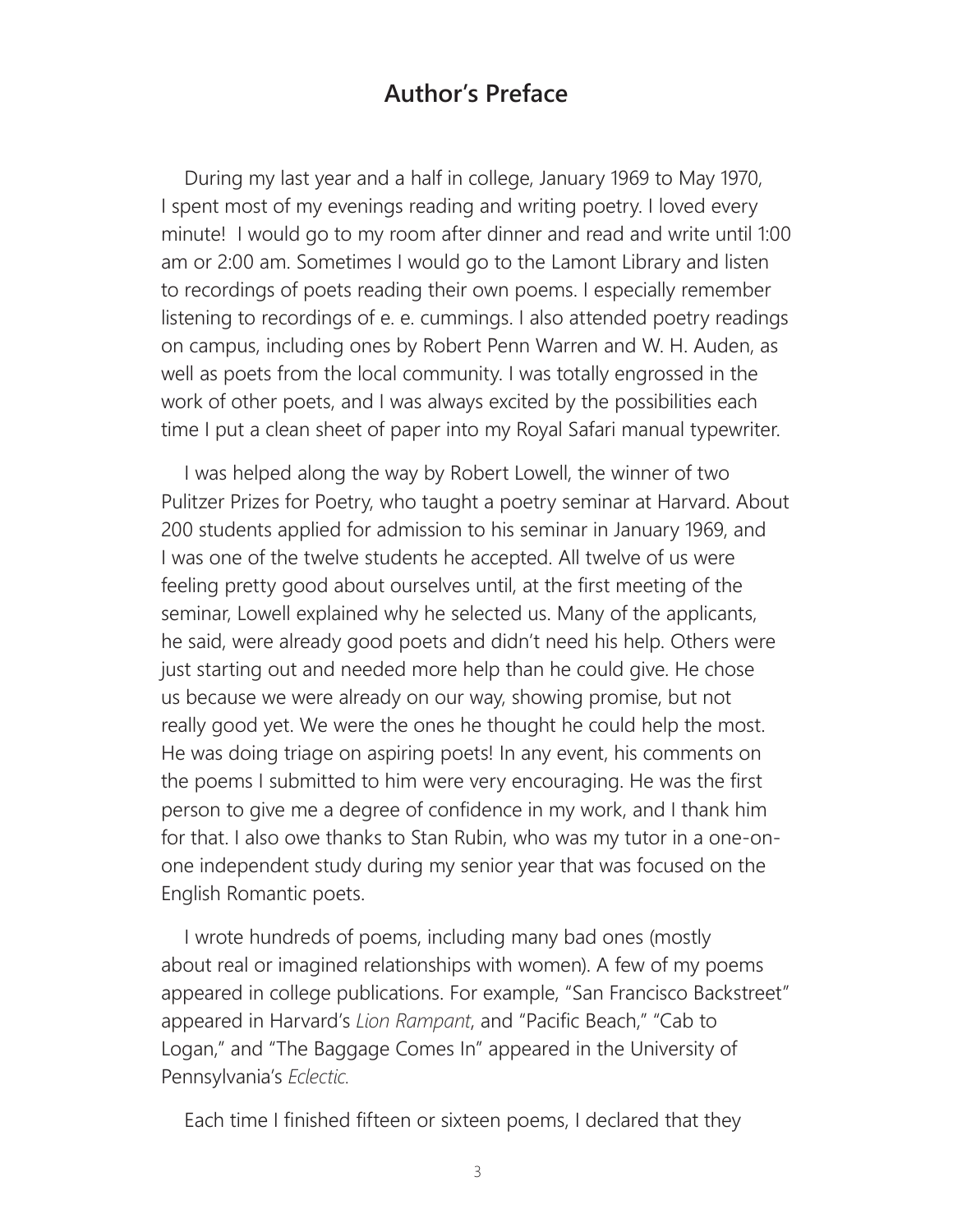# Author's Preface

During my last year and a half in college, January 1969 to May 1970, I spent most of my evenings reading and writing poetry. I loved every minute! I would go to my room after dinner and read and write until 1:00 am or 2:00 am. Sometimes I would go to the Lamont Library and listen to recordings of poets reading their own poems. I especially remember listening to recordings of e. e. cummings. I also attended poetry readings on campus, including ones by Robert Penn Warren and W. H. Auden, as well as poets from the local community. I was totally engrossed in the work of other poets, and I was always excited by the possibilities each time I put a clean sheet of paper into my Royal Safari manual typewriter.

I was helped along the way by Robert Lowell, the winner of two Pulitzer Prizes for Poetry, who taught a poetry seminar at Harvard. About 200 students applied for admission to his seminar in January 1969, and I was one of the twelve students he accepted. All twelve of us were feeling pretty good about ourselves until, at the first meeting of the seminar, Lowell explained why he selected us. Many of the applicants, he said, were already good poets and didn't need his help. Others were just starting out and needed more help than he could give. He chose us because we were already on our way, showing promise, but not really good yet. We were the ones he thought he could help the most. He was doing triage on aspiring poets! In any event, his comments on the poems I submitted to him were very encouraging. He was the first person to give me a degree of confidence in my work, and I thank him for that. I also owe thanks to Stan Rubin, who was my tutor in a one-on-one independent study during my senior year that was focused on the English Romantic poets.

I wrote hundreds of poems, including many bad ones (mostly about real or imagined relationships with women). A few of my poems appeared in college publications. For example, "San Francisco Backstreet" appeared in Harvard's *Lion Rampant*, and "Pacific Beach," "Cab to Logan," and "The Baggage Comes In" appeared in the University of Pennsylvania's *Eclectic.*

Each time I finished fifteen or sixteen poems, I declared that they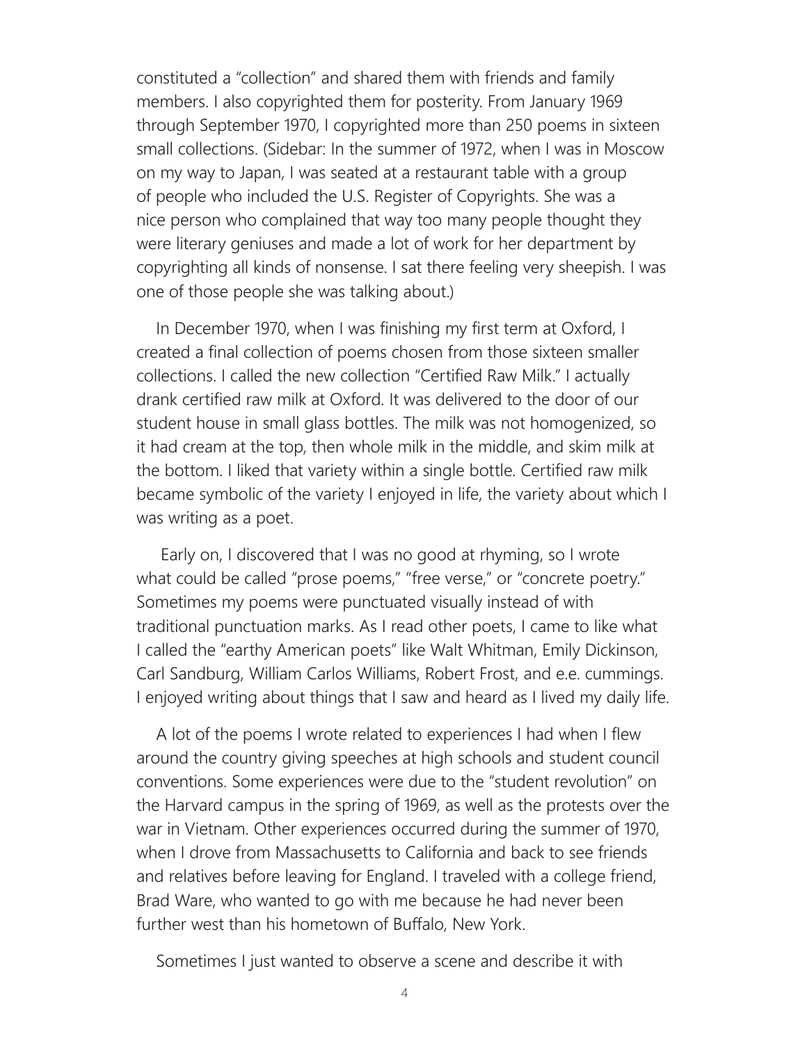constituted a "collection" and shared them with friends and family members. I also copyrighted them for posterity. From January 1969 through September 1970, I copyrighted more than 250 poems in sixteen small collections. (Sidebar: In the summer of 1972, when I was in Moscow on my way to Japan, I was seated at a restaurant table with a group of people who included the U.S. Register of Copyrights. She was a nice person who complained that way too many people thought they were literary geniuses and made a lot of work for her department by copyrighting all kinds of nonsense. I sat there feeling very sheepish. I was one of those people she was talking about.)

In December 1970, when I was finishing my first term at Oxford, I created a final collection of poems chosen from those sixteen smaller collections. I called the new collection "Certified Raw Milk." I actually drank certified raw milk at Oxford. It was delivered to the door of our student house in small glass bottles. The milk was not homogenized, so it had cream at the top, then whole milk in the middle, and skim milk at the bottom. I liked that variety within a single bottle. Certified raw milk became symbolic of the variety I enjoyed in life, the variety about which I was writing as a poet.

Early on, I discovered that I was no good at rhyming, so I wrote what could be called "prose poems," "free verse," or "concrete poetry." Sometimes my poems were punctuated visually instead of with traditional punctuation marks. As I read other poets, I came to like what I called the "earthy American poets" like Walt Whitman, Emily Dickinson, Carl Sandburg, William Carlos Williams, Robert Frost, and e.e. cummings. I enjoyed writing about things that I saw and heard as I lived my daily life.

A lot of the poems I wrote related to experiences I had when I flew around the country giving speeches at high schools and student council conventions. Some experiences were due to the "student revolution" on the Harvard campus in the spring of 1969, as well as the protests over the war in Vietnam. Other experiences occurred during the summer of 1970, when I drove from Massachusetts to California and back to see friends and relatives before leaving for England. I traveled with a college friend, Brad Ware, who wanted to go with me because he had never been further west than his hometown of Buffalo, New York.

Sometimes I just wanted to observe a scene and describe it with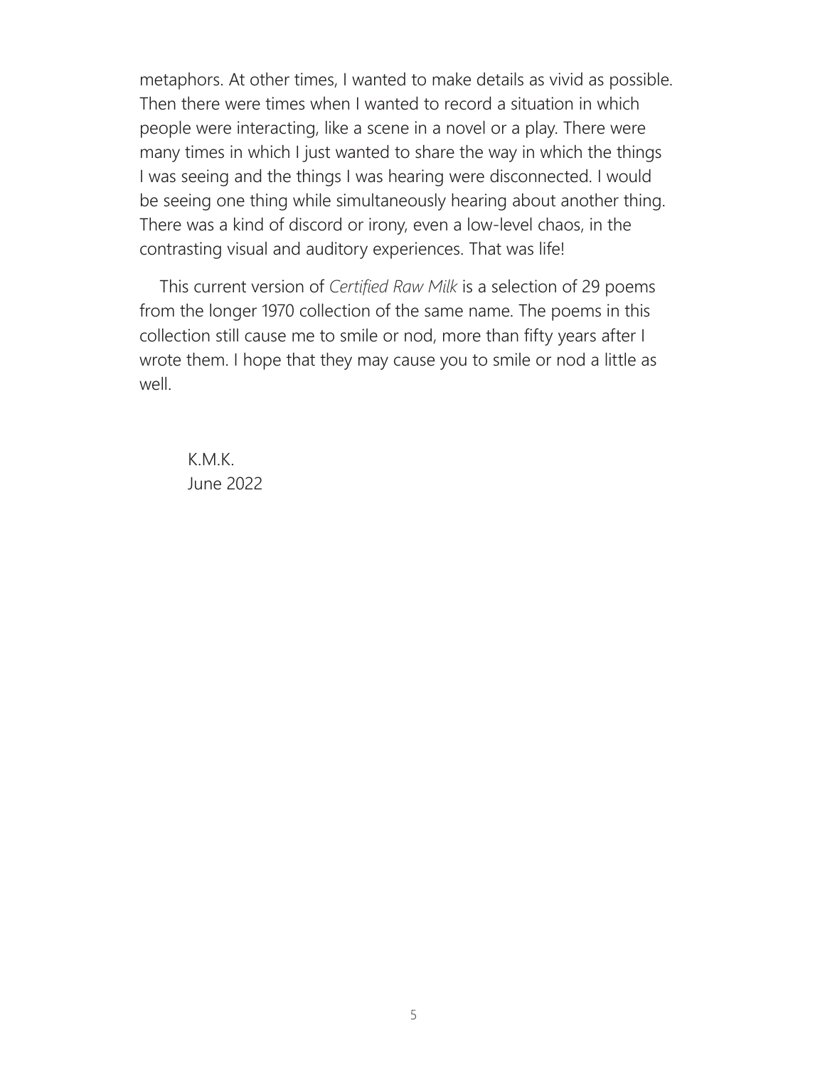metaphors. At other times, I wanted to make details as vivid as possible. Then there were times when I wanted to record a situation in which people were interacting, like a scene in a novel or a play. There were many times in which I just wanted to share the way in which the things I was seeing and the things I was hearing were disconnected. I would be seeing one thing while simultaneously hearing about another thing. There was a kind of discord or irony, even a low-level chaos, in the contrasting visual and auditory experiences. That was life!

This current version of *Certified Raw Milk* is a selection of 29 poems from the longer 1970 collection of the same name. The poems in this collection still cause me to smile or nod, more than fifty years after I wrote them. I hope that they may cause you to smile or nod a little as well.

K.M.K.
June 2022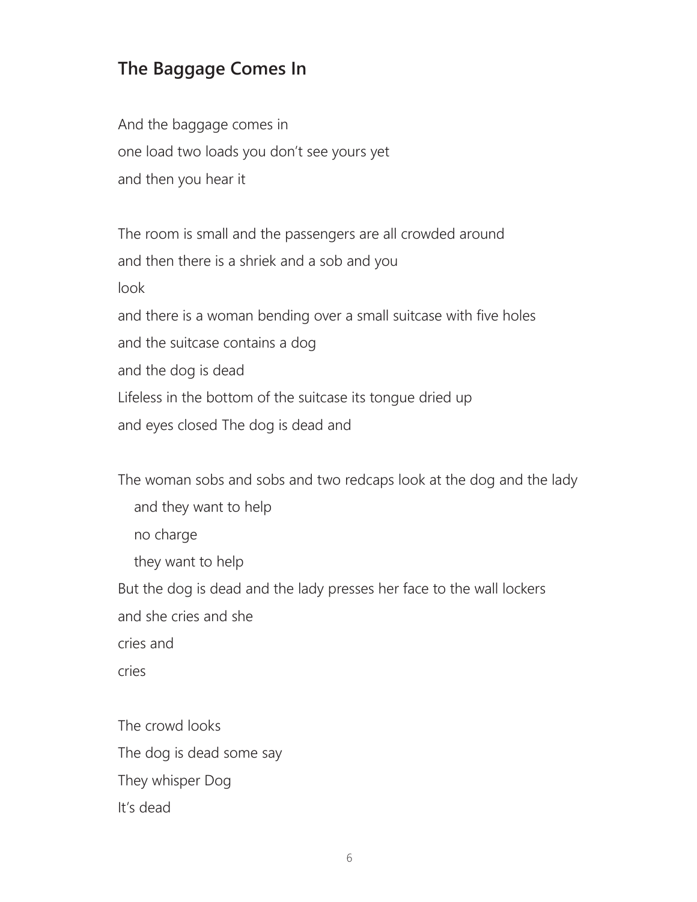## The Baggage Comes In

And the baggage comes in  
one load two loads you don’t see yours yet  
and then you hear it

The room is small and the passengers are all crowded around  
and then there is a shriek and a sob and you  
look  
and there is a woman bending over a small suitcase with five holes  
and the suitcase contains a dog  
and the dog is dead  
Lifeless in the bottom of the suitcase its tongue dried up  
and eyes closed The dog is dead and

The woman sobs and sobs and two redcaps look at the dog and the lady  
&nbsp;&nbsp;&nbsp;and they want to help  
&nbsp;&nbsp;&nbsp;no charge  
&nbsp;&nbsp;&nbsp;they want to help  
But the dog is dead and the lady presses her face to the wall lockers  
and she cries and she  
cries and  
cries

The crowd looks  
The dog is dead some say  
They whisper Dog  
It’s dead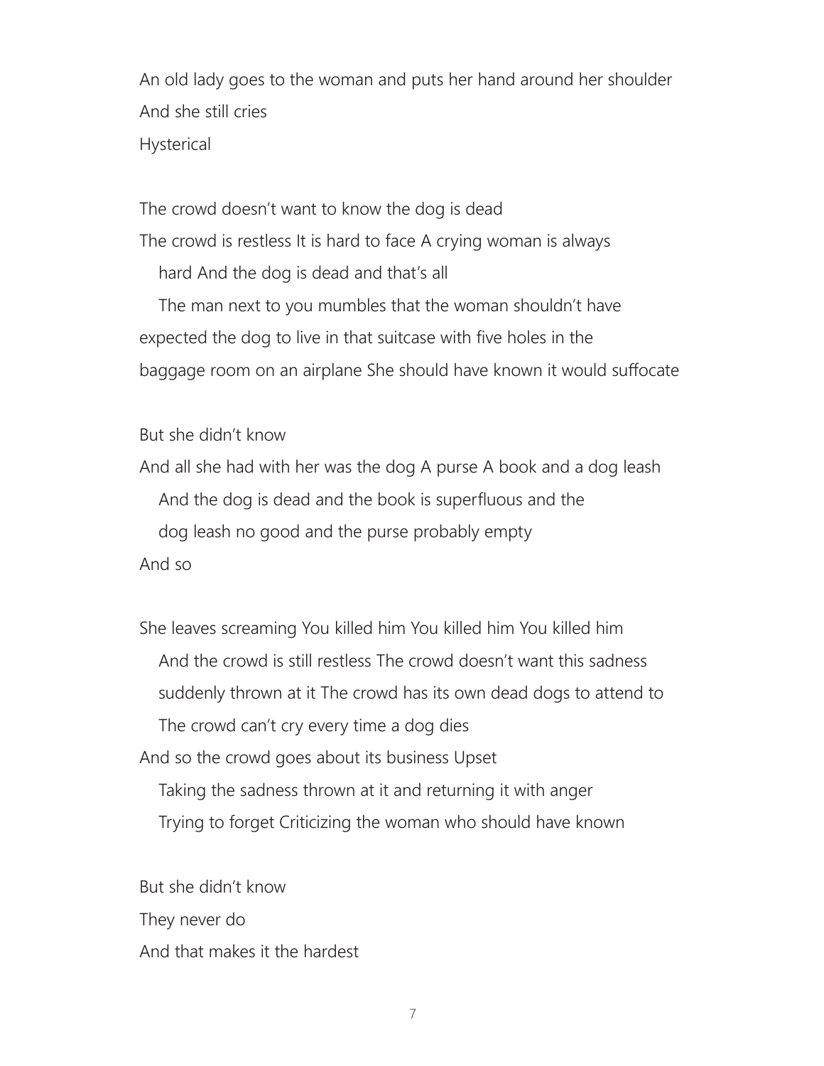An old lady goes to the woman and puts her hand around her shoulder
And she still cries
Hysterical

The crowd doesn't want to know the dog is dead
The crowd is restless It is hard to face A crying woman is always
   hard And the dog is dead and that's all
   The man next to you mumbles that the woman shouldn't have
expected the dog to live in that suitcase with five holes in the
baggage room on an airplane She should have known it would suffocate

But she didn't know
And all she had with her was the dog A purse A book and a dog leash
   And the dog is dead and the book is superfluous and the
   dog leash no good and the purse probably empty
And so

She leaves screaming You killed him You killed him You killed him
   And the crowd is still restless The crowd doesn't want this sadness
   suddenly thrown at it The crowd has its own dead dogs to attend to
   The crowd can't cry every time a dog dies
And so the crowd goes about its business Upset
   Taking the sadness thrown at it and returning it with anger
   Trying to forget Criticizing the woman who should have known

But she didn't know
They never do
And that makes it the hardest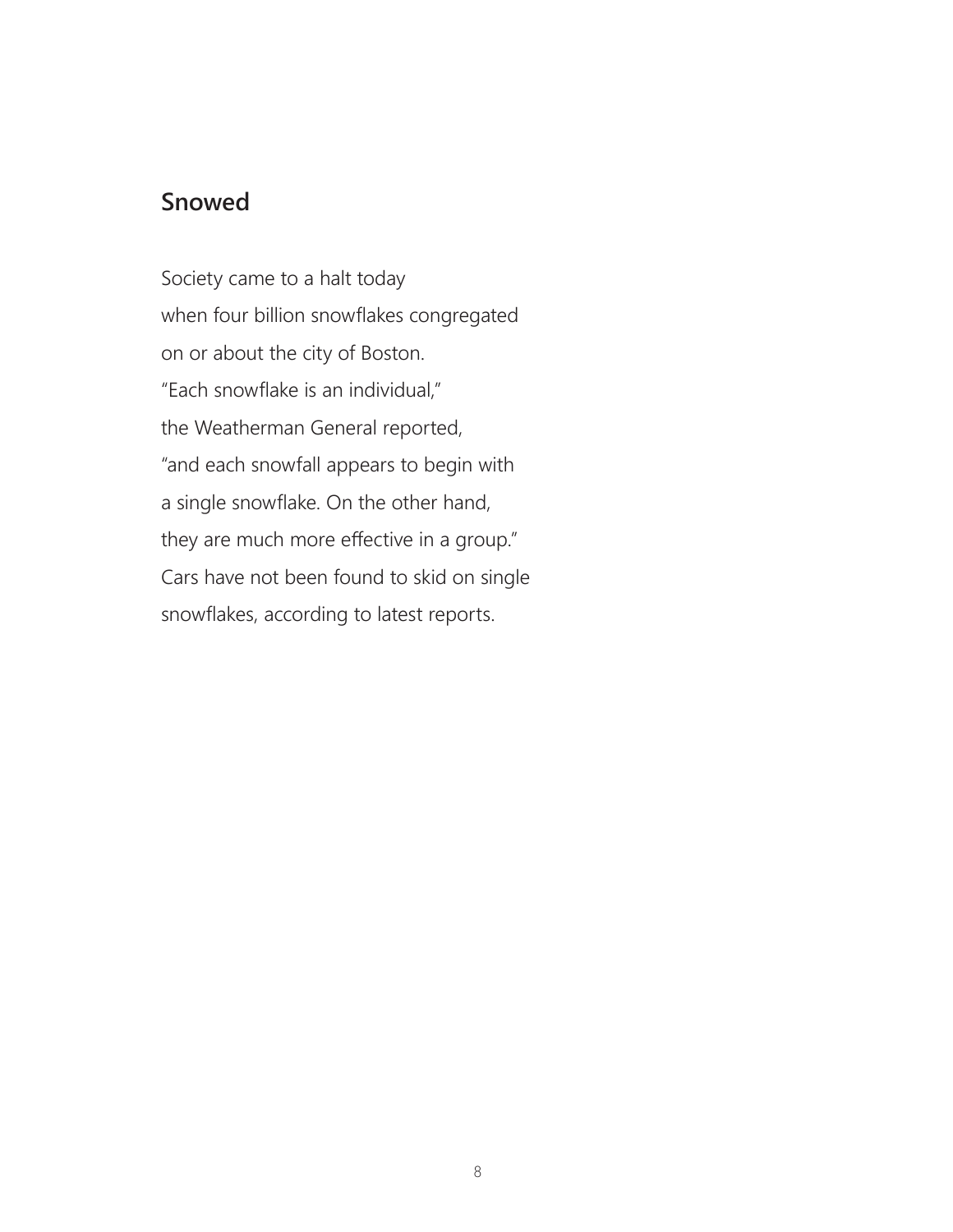## Snowed

Society came to a halt today  
when four billion snowflakes congregated  
on or about the city of Boston.  
“Each snowflake is an individual,”  
the Weatherman General reported,  
“and each snowfall appears to begin with  
a single snowflake. On the other hand,  
they are much more effective in a group.”  
Cars have not been found to skid on single  
snowflakes, according to latest reports.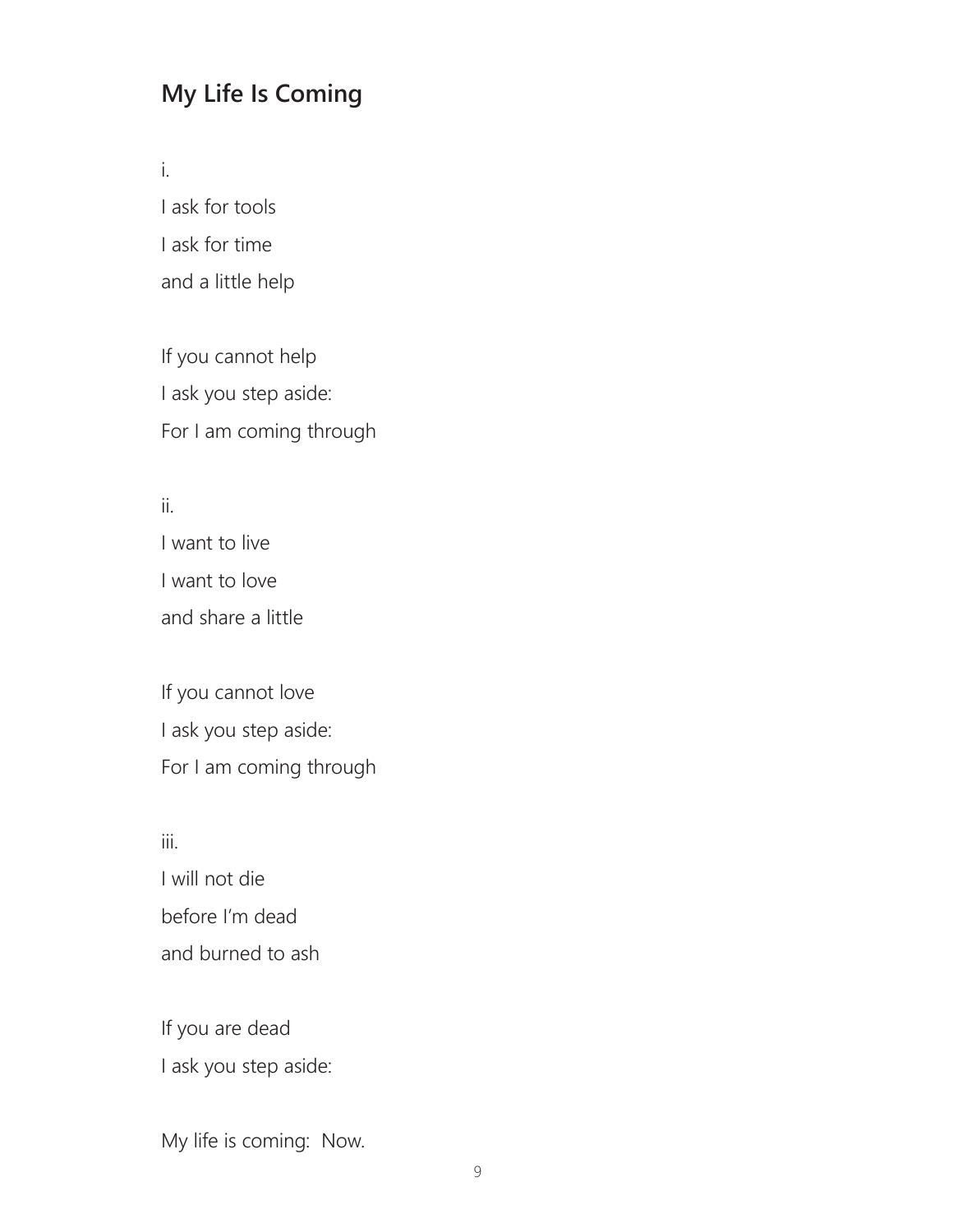## My Life Is Coming

i.

I ask for tools  
I ask for time  
and a little help

If you cannot help  
I ask you step aside:  
For I am coming through

ii.

I want to live  
I want to love  
and share a little

If you cannot love  
I ask you step aside:  
For I am coming through

iii.

I will not die  
before I'm dead  
and burned to ash

If you are dead  
I ask you step aside:

My life is coming:  Now.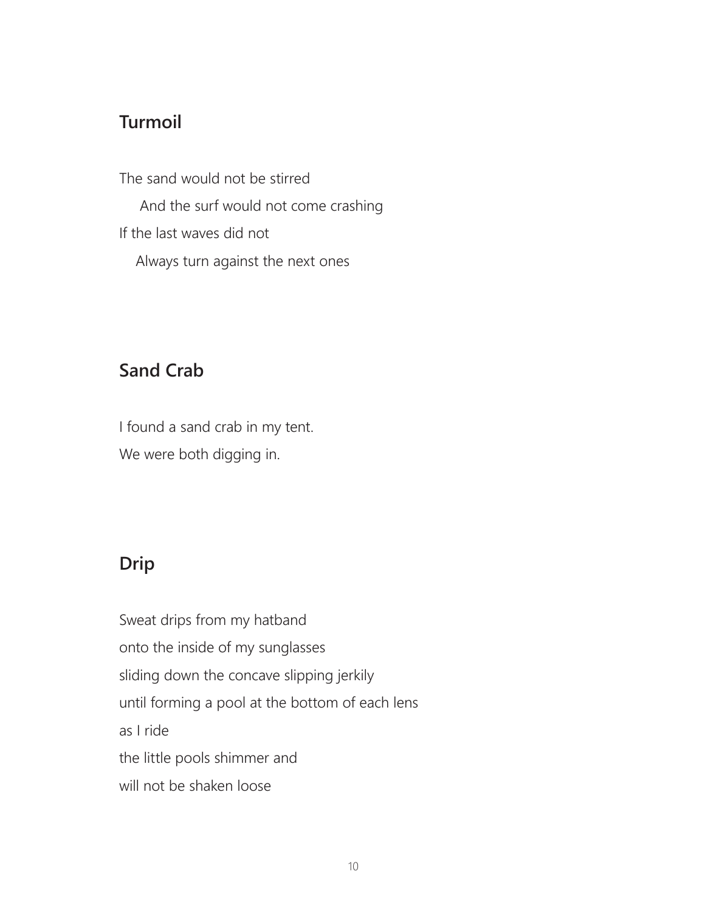## Turmoil

The sand would not be stirred
And the surf would not come crashing
If the last waves did not
Always turn against the next ones

## Sand Crab

I found a sand crab in my tent.
We were both digging in.

## Drip

Sweat drips from my hatband
onto the inside of my sunglasses
sliding down the concave slipping jerkily
until forming a pool at the bottom of each lens
as I ride
the little pools shimmer and
will not be shaken loose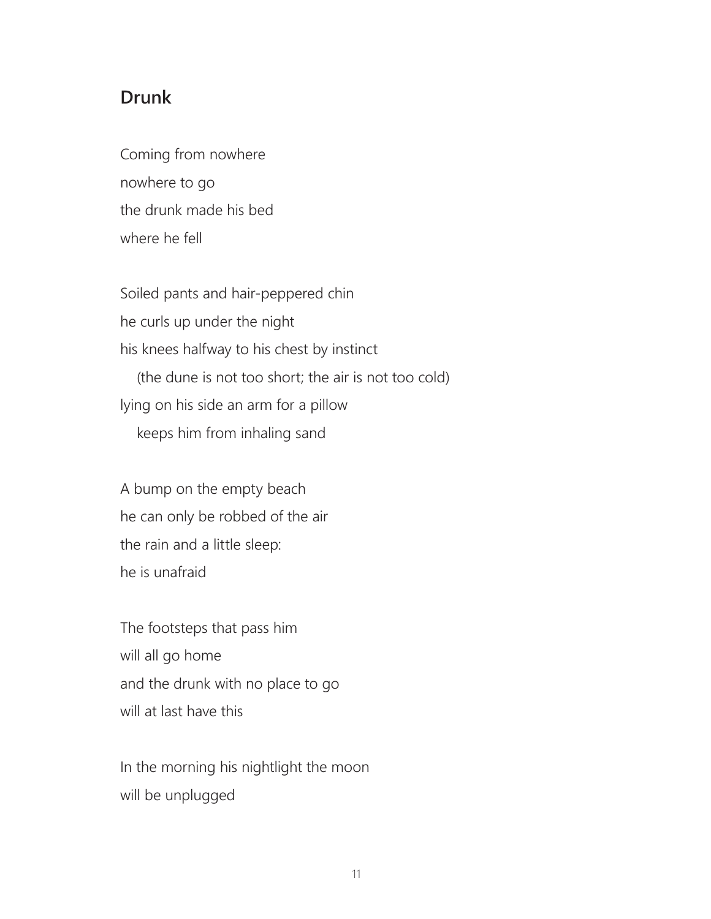## Drunk

Coming from nowhere  
nowhere to go  
the drunk made his bed  
where he fell

Soiled pants and hair-peppered chin  
he curls up under the night  
his knees halfway to his chest by instinct  
&nbsp;&nbsp;&nbsp;&nbsp;(the dune is not too short; the air is not too cold)  
lying on his side an arm for a pillow  
&nbsp;&nbsp;&nbsp;&nbsp;keeps him from inhaling sand

A bump on the empty beach  
he can only be robbed of the air  
the rain and a little sleep:  
he is unafraid

The footsteps that pass him  
will all go home  
and the drunk with no place to go  
will at last have this

In the morning his nightlight the moon  
will be unplugged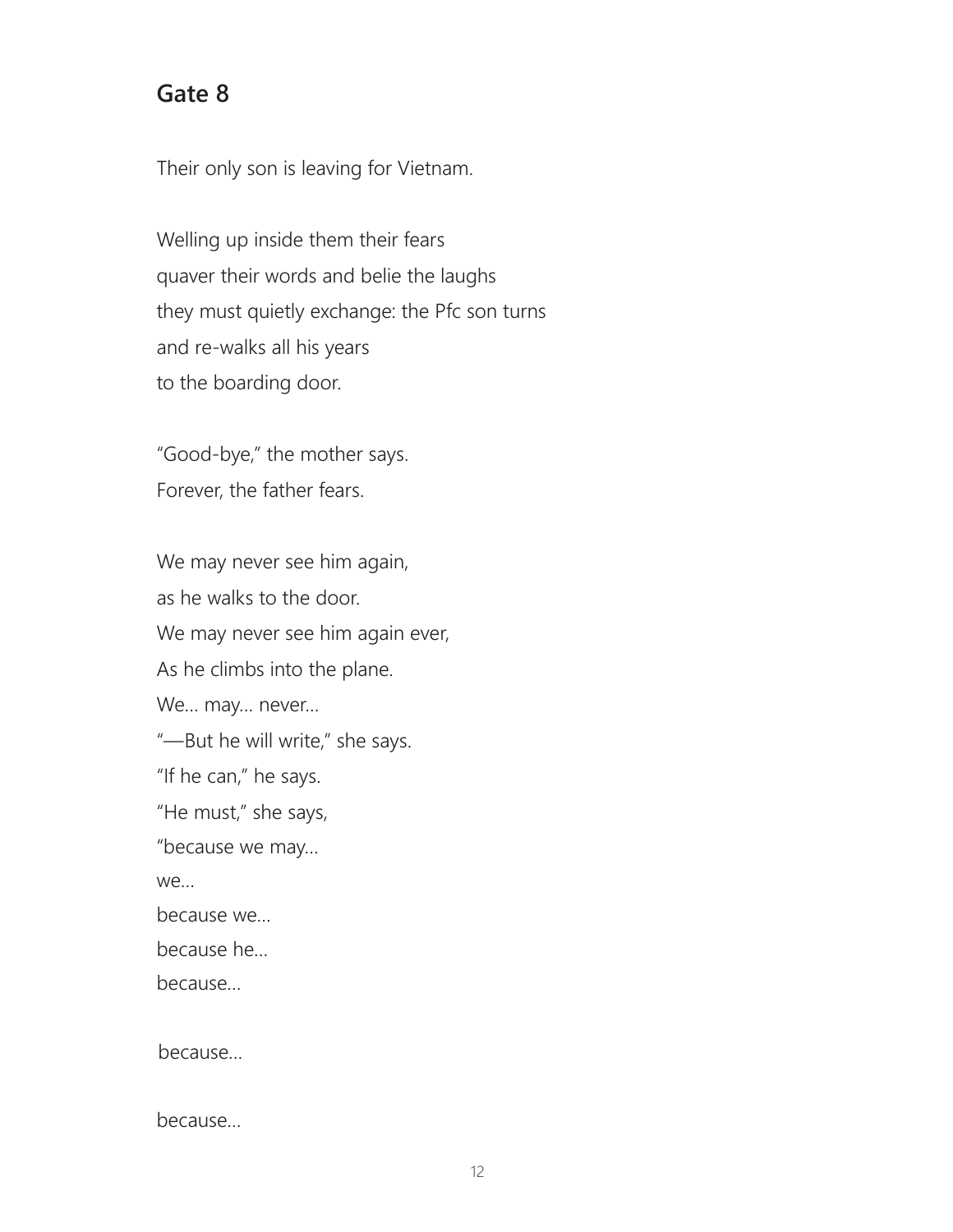## Gate 8

Their only son is leaving for Vietnam.

Welling up inside them their fears  
quaver their words and belie the laughs  
they must quietly exchange: the Pfc son turns  
and re-walks all his years  
to the boarding door.

"Good-bye," the mother says.  
Forever, the father fears.

We may never see him again,  
as he walks to the door.  
We may never see him again ever,  
As he climbs into the plane.  
We… may… never…  
"—But he will write," she says.  
"If he can," he says.  
"He must," she says,  
"because we may…  
we…  
because we…  
because he…  
because…

because…

because…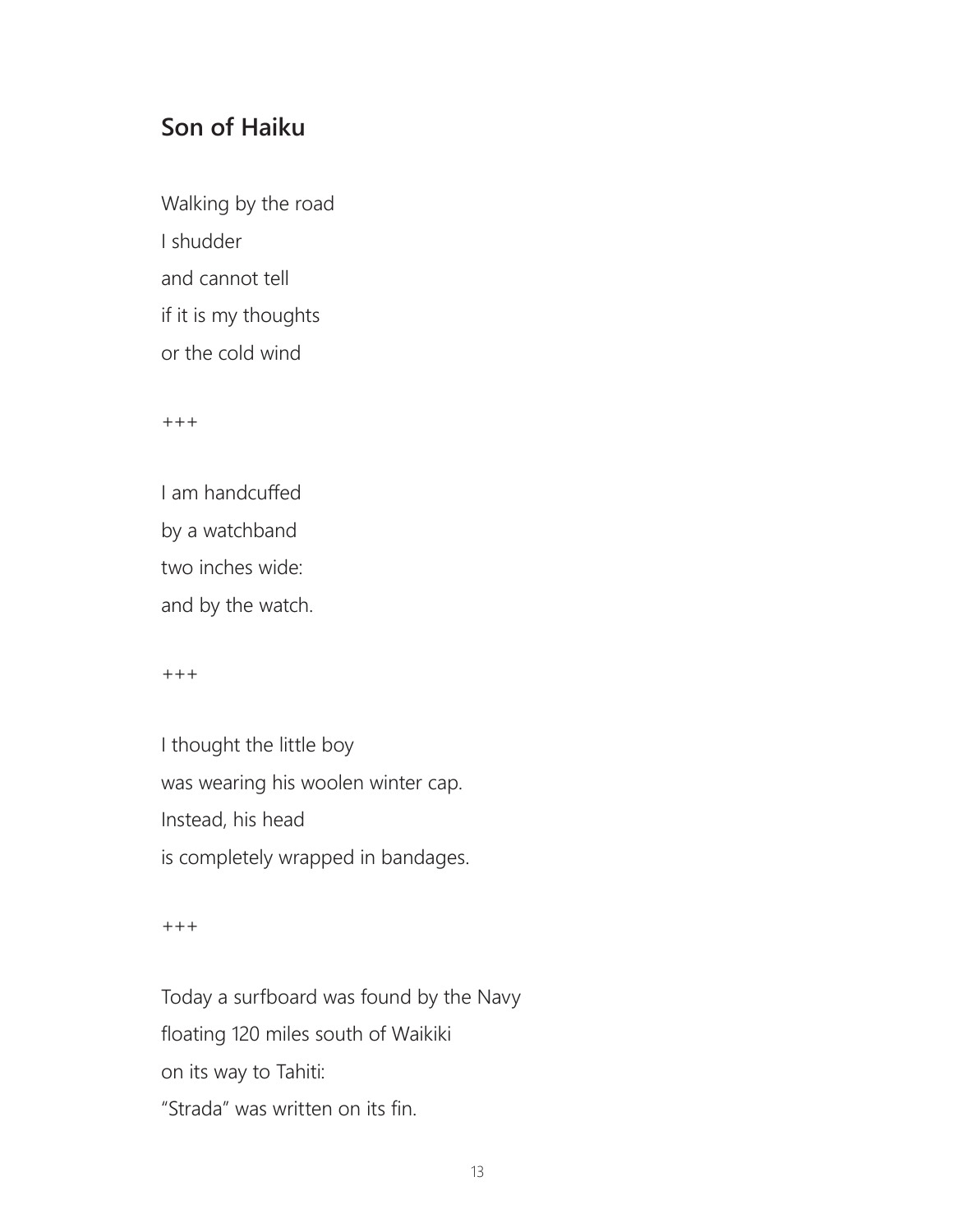## Son of Haiku

Walking by the road

I shudder

and cannot tell

if it is my thoughts

or the cold wind

+++

I am handcuffed

by a watchband

two inches wide:

and by the watch.

+++

I thought the little boy

was wearing his woolen winter cap.

Instead, his head

is completely wrapped in bandages.

+++

Today a surfboard was found by the Navy

floating 120 miles south of Waikiki

on its way to Tahiti:

“Strada” was written on its fin.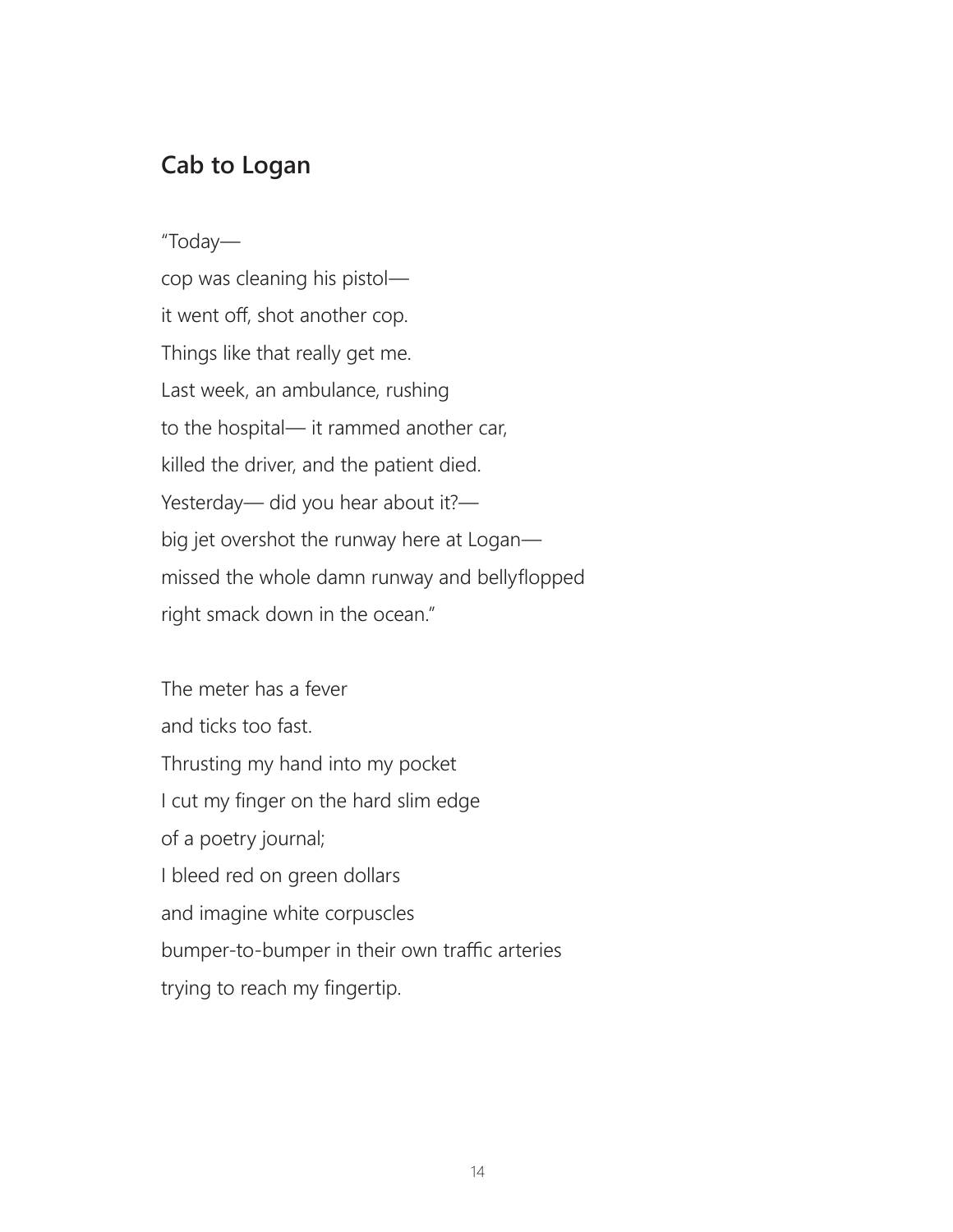## Cab to Logan

"Today—  
cop was cleaning his pistol—  
it went off, shot another cop.  
Things like that really get me.  
Last week, an ambulance, rushing  
to the hospital— it rammed another car,  
killed the driver, and the patient died.  
Yesterday— did you hear about it?—  
big jet overshot the runway here at Logan—  
missed the whole damn runway and bellyflopped  
right smack down in the ocean."

The meter has a fever  
and ticks too fast.  
Thrusting my hand into my pocket  
I cut my finger on the hard slim edge  
of a poetry journal;  
I bleed red on green dollars  
and imagine white corpuscles  
bumper-to-bumper in their own traffic arteries  
trying to reach my fingertip.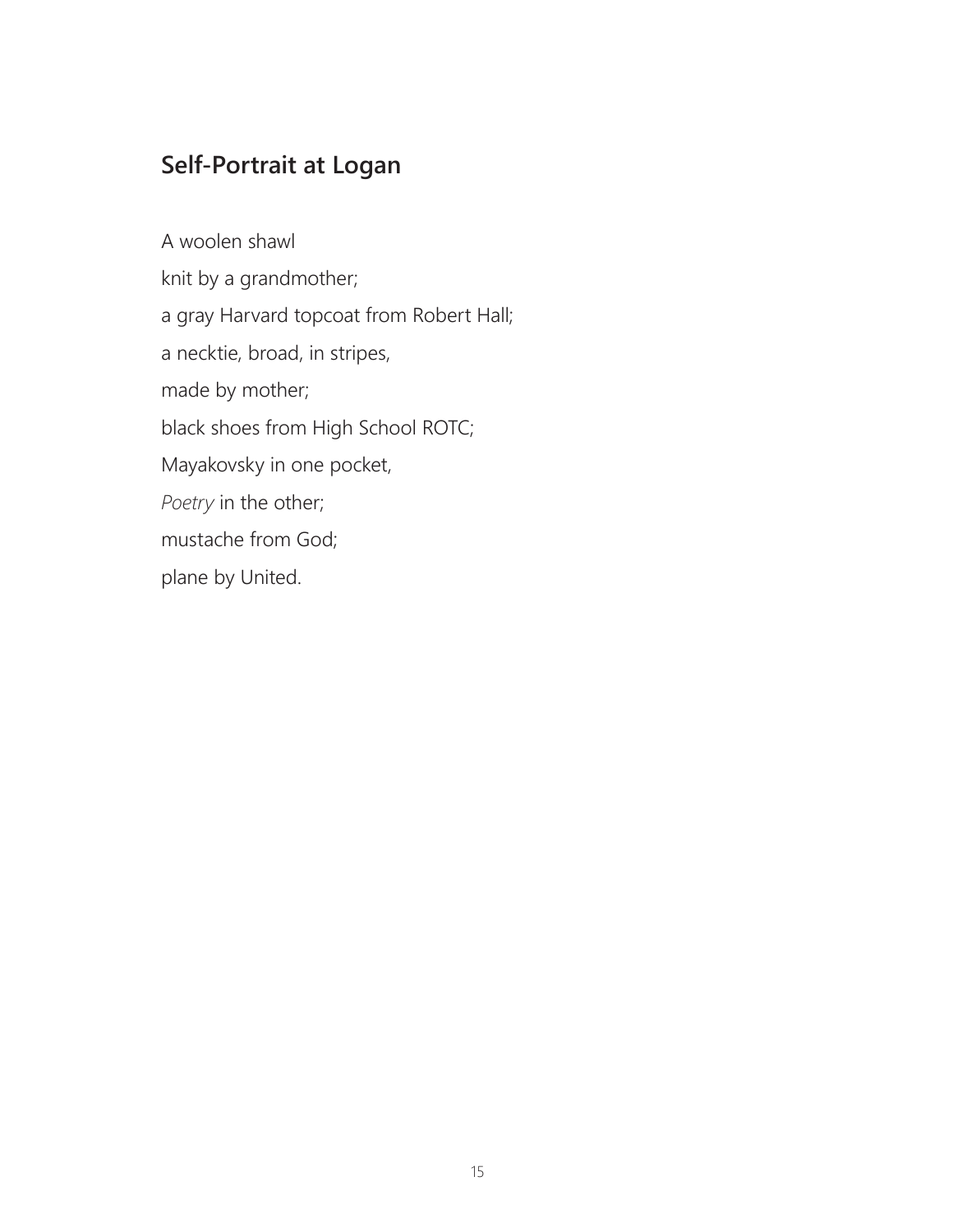## Self-Portrait at Logan

A woolen shawl  
knit by a grandmother;  
a gray Harvard topcoat from Robert Hall;  
a necktie, broad, in stripes,  
made by mother;  
black shoes from High School ROTC;  
Mayakovsky in one pocket,  
*Poetry* in the other;  
mustache from God;  
plane by United.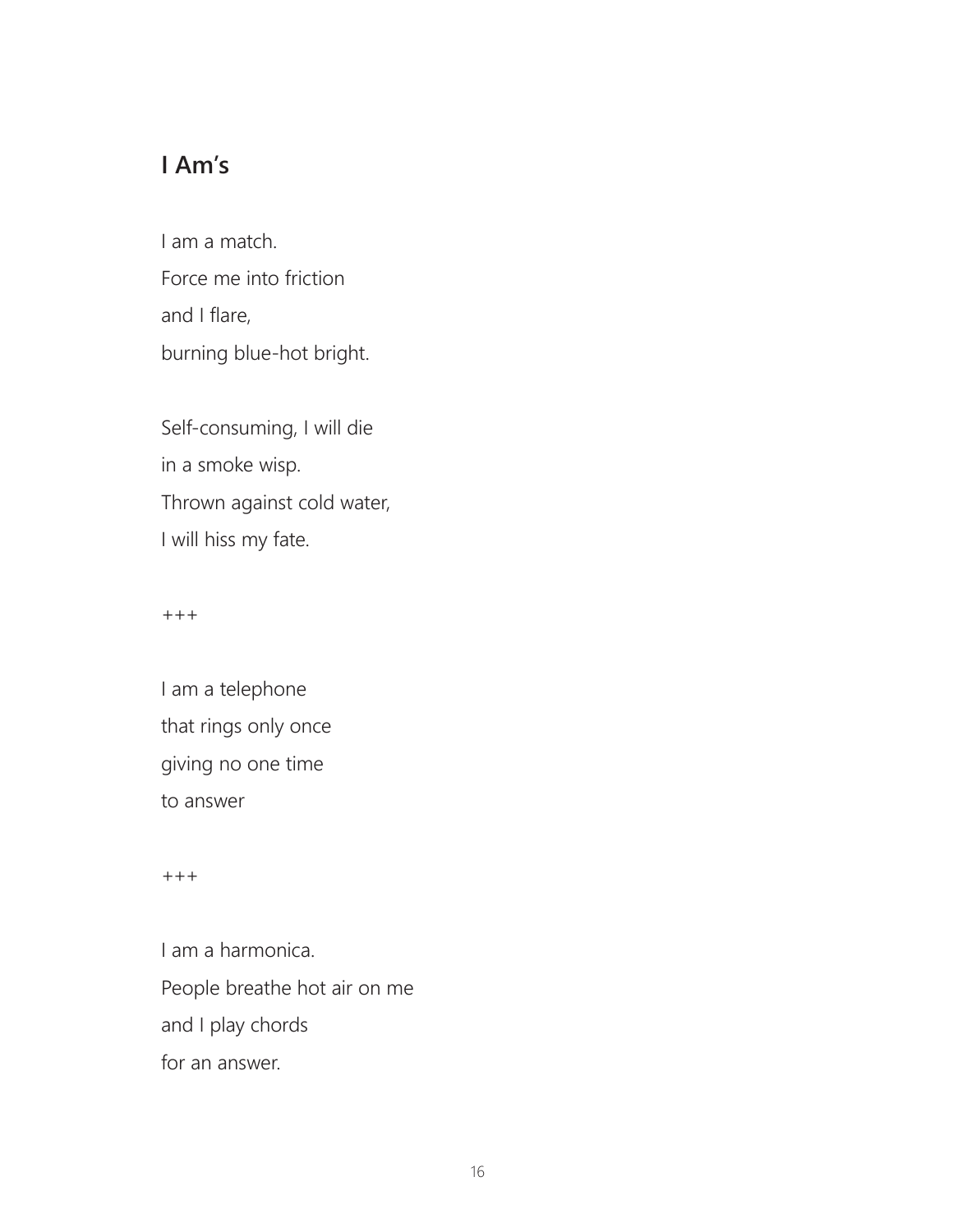## I Am's

I am a match.  
Force me into friction  
and I flare,  
burning blue-hot bright.

Self-consuming, I will die  
in a smoke wisp.  
Thrown against cold water,  
I will hiss my fate.

+++

I am a telephone  
that rings only once  
giving no one time  
to answer

+++

I am a harmonica.  
People breathe hot air on me  
and I play chords  
for an answer.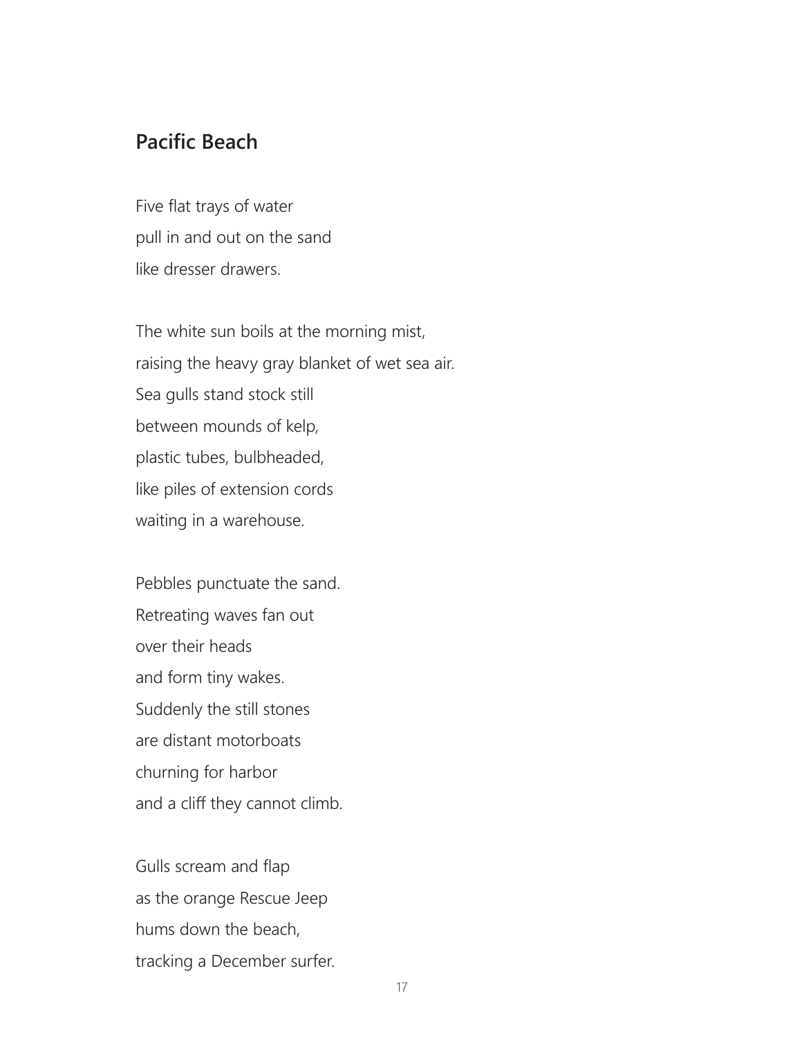## Pacific Beach

Five flat trays of water  
pull in and out on the sand  
like dresser drawers.

The white sun boils at the morning mist,  
raising the heavy gray blanket of wet sea air.  
Sea gulls stand stock still  
between mounds of kelp,  
plastic tubes, bulbheaded,  
like piles of extension cords  
waiting in a warehouse.

Pebbles punctuate the sand.  
Retreating waves fan out  
over their heads  
and form tiny wakes.  
Suddenly the still stones  
are distant motorboats  
churning for harbor  
and a cliff they cannot climb.

Gulls scream and flap  
as the orange Rescue Jeep  
hums down the beach,  
tracking a December surfer.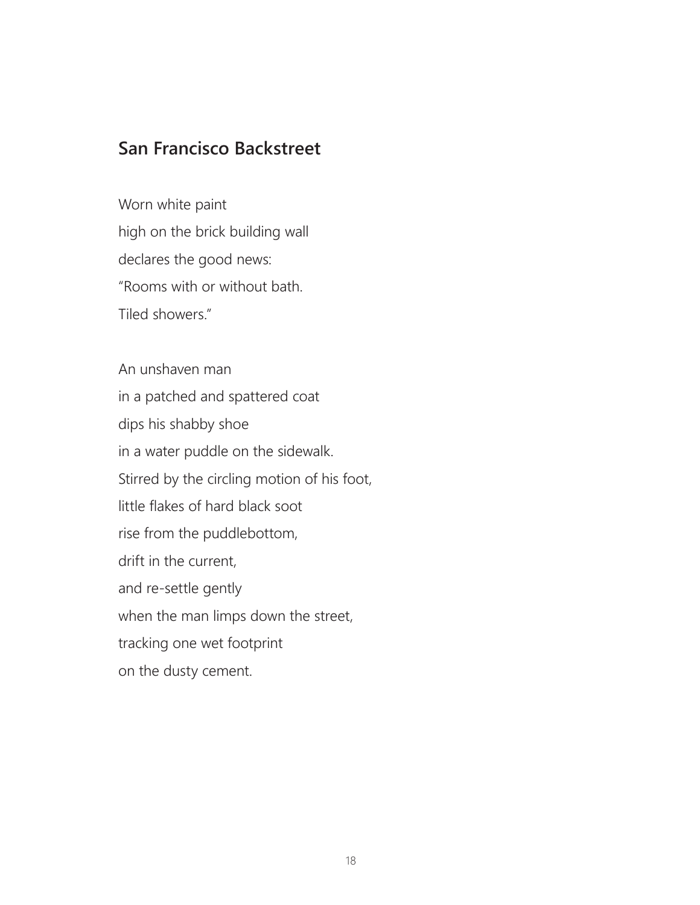## San Francisco Backstreet

Worn white paint  
high on the brick building wall  
declares the good news:  
"Rooms with or without bath.  
Tiled showers."

An unshaven man  
in a patched and spattered coat  
dips his shabby shoe  
in a water puddle on the sidewalk.  
Stirred by the circling motion of his foot,  
little flakes of hard black soot  
rise from the puddlebottom,  
drift in the current,  
and re-settle gently  
when the man limps down the street,  
tracking one wet footprint  
on the dusty cement.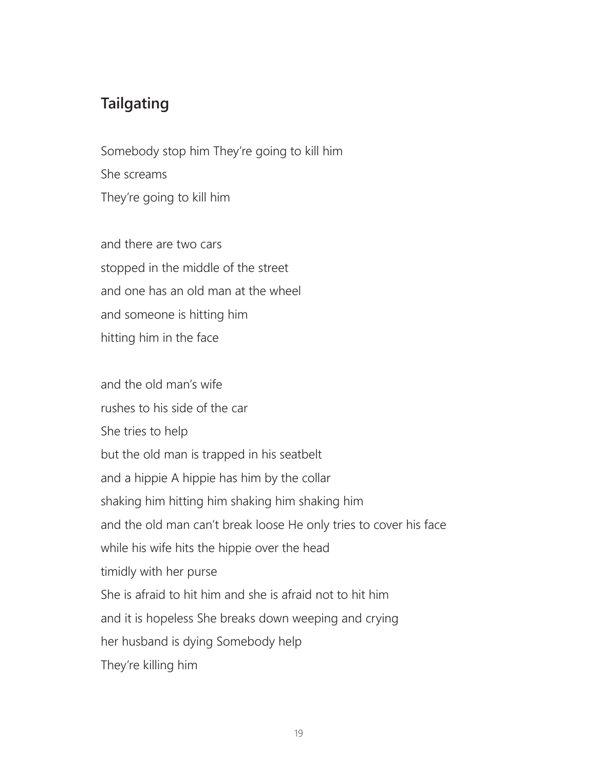## Tailgating

Somebody stop him They're going to kill him  
She screams  
They're going to kill him

and there are two cars  
stopped in the middle of the street  
and one has an old man at the wheel  
and someone is hitting him  
hitting him in the face

and the old man's wife  
rushes to his side of the car  
She tries to help  
but the old man is trapped in his seatbelt  
and a hippie A hippie has him by the collar  
shaking him hitting him shaking him shaking him  
and the old man can't break loose He only tries to cover his face  
while his wife hits the hippie over the head  
timidly with her purse  
She is afraid to hit him and she is afraid not to hit him  
and it is hopeless She breaks down weeping and crying  
her husband is dying Somebody help  
They're killing him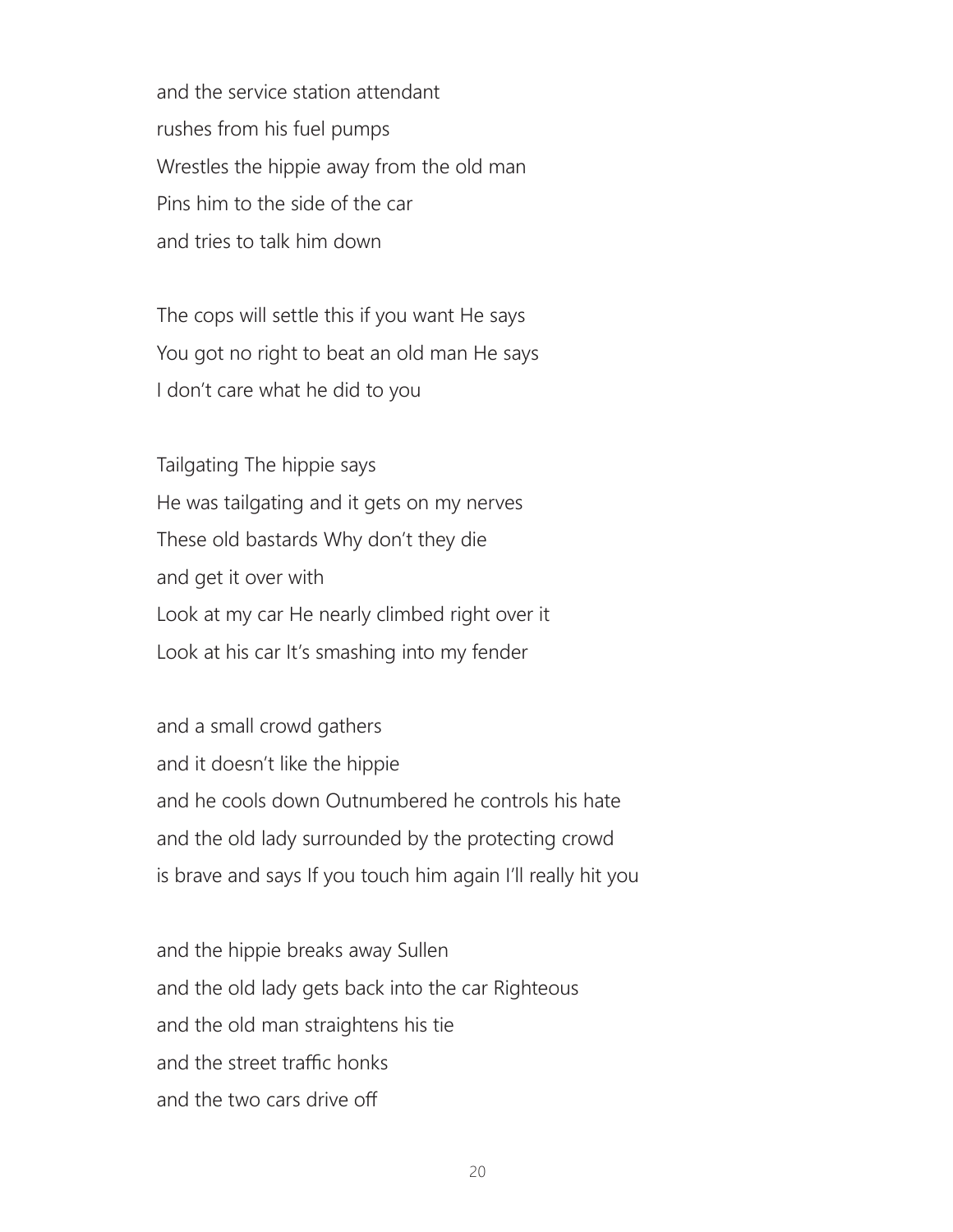and the service station attendant
rushes from his fuel pumps
Wrestles the hippie away from the old man
Pins him to the side of the car
and tries to talk him down

The cops will settle this if you want He says
You got no right to beat an old man He says
I don't care what he did to you

Tailgating The hippie says
He was tailgating and it gets on my nerves
These old bastards Why don't they die
and get it over with
Look at my car He nearly climbed right over it
Look at his car It's smashing into my fender

and a small crowd gathers
and it doesn't like the hippie
and he cools down Outnumbered he controls his hate
and the old lady surrounded by the protecting crowd
is brave and says If you touch him again I'll really hit you

and the hippie breaks away Sullen
and the old lady gets back into the car Righteous
and the old man straightens his tie
and the street traffic honks
and the two cars drive off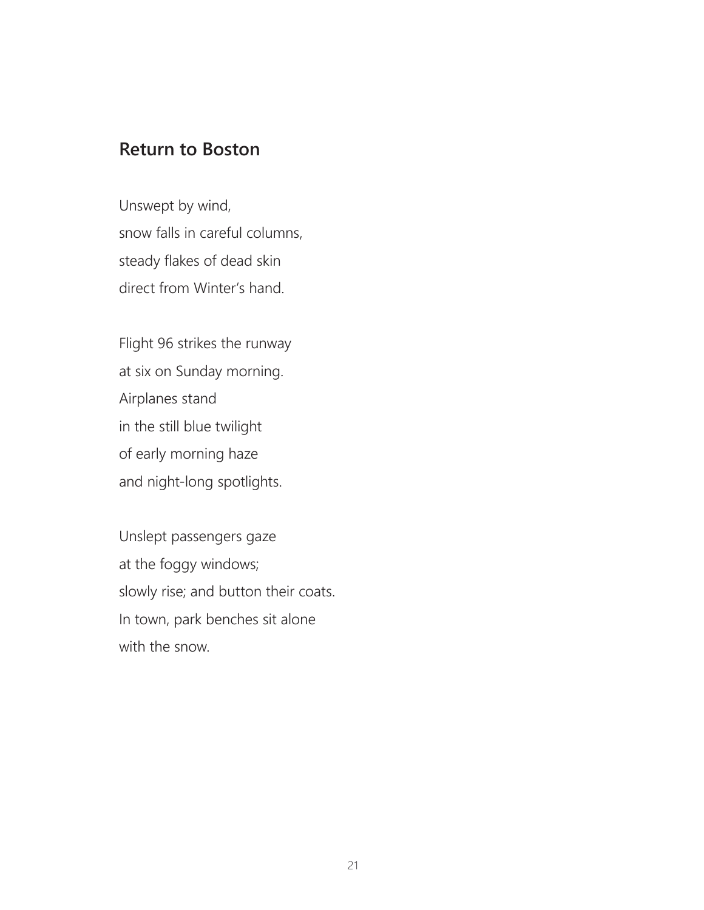## Return to Boston

Unswept by wind,  
snow falls in careful columns,  
steady flakes of dead skin  
direct from Winter's hand.

Flight 96 strikes the runway  
at six on Sunday morning.  
Airplanes stand  
in the still blue twilight  
of early morning haze  
and night-long spotlights.

Unslept passengers gaze  
at the foggy windows;  
slowly rise; and button their coats.  
In town, park benches sit alone  
with the snow.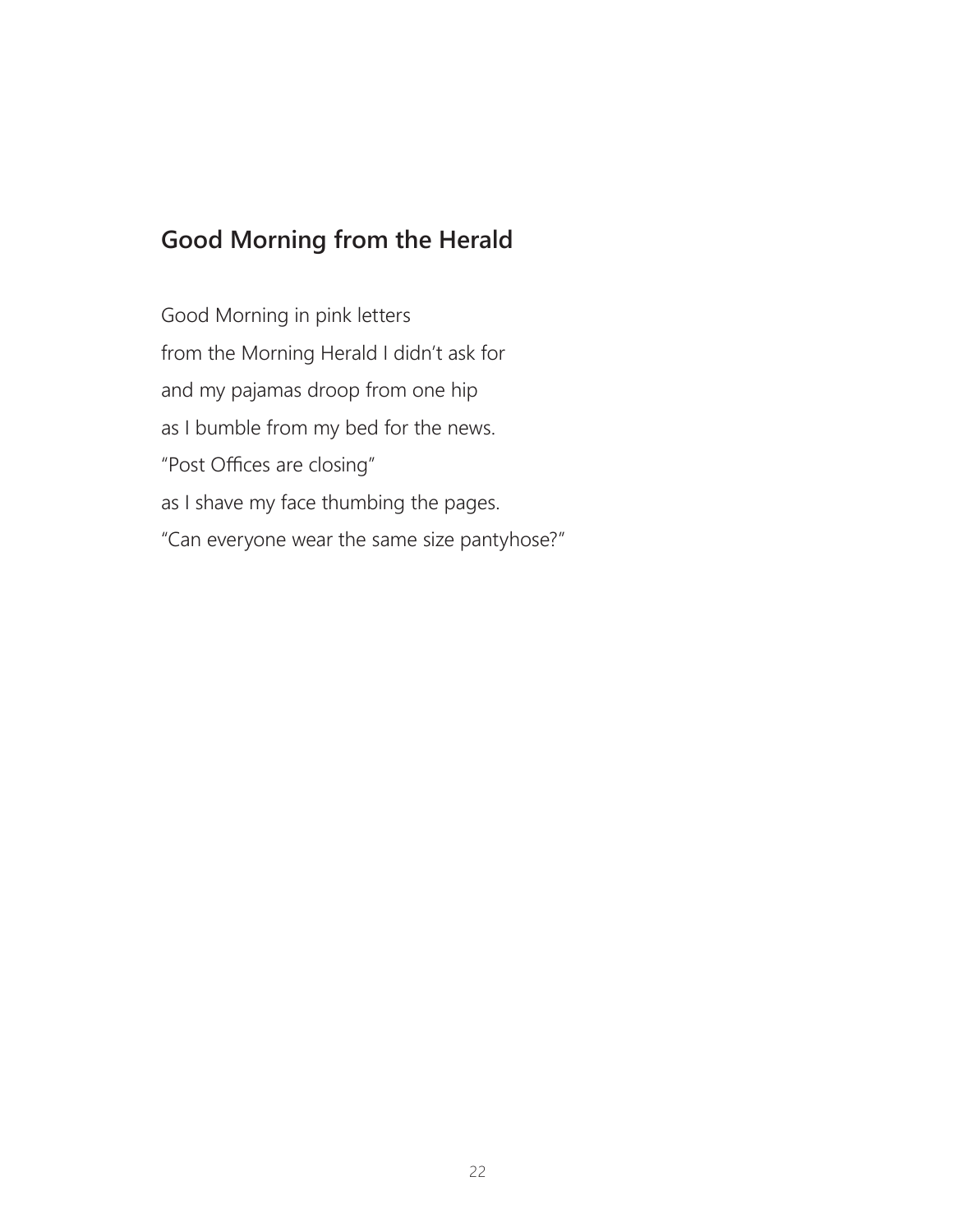## Good Morning from the Herald

Good Morning in pink letters  
from the Morning Herald I didn't ask for  
and my pajamas droop from one hip  
as I bumble from my bed for the news.  
"Post Offices are closing"  
as I shave my face thumbing the pages.  
"Can everyone wear the same size pantyhose?"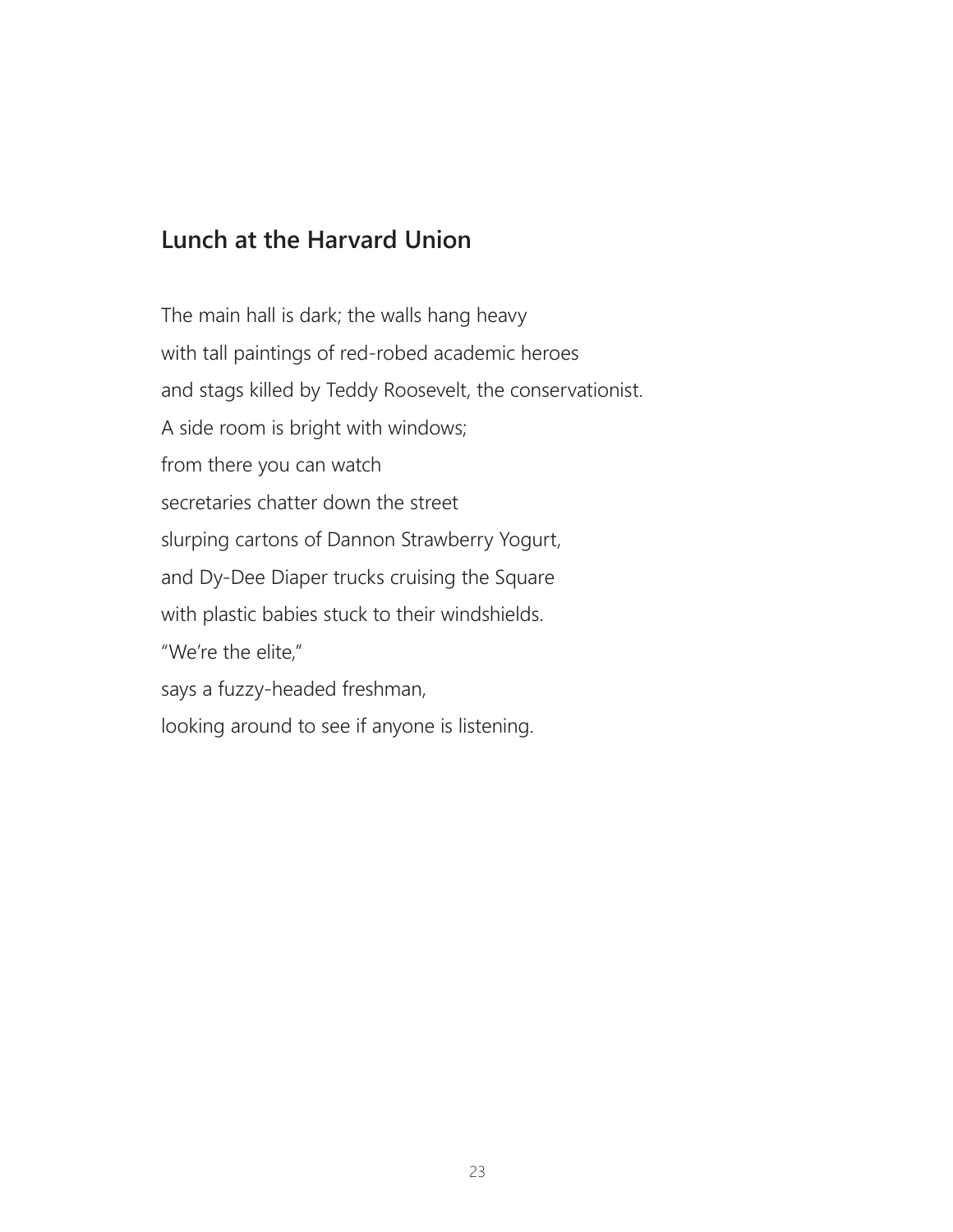## Lunch at the Harvard Union

The main hall is dark; the walls hang heavy  
with tall paintings of red-robed academic heroes  
and stags killed by Teddy Roosevelt, the conservationist.  
A side room is bright with windows;  
from there you can watch  
secretaries chatter down the street  
slurping cartons of Dannon Strawberry Yogurt,  
and Dy-Dee Diaper trucks cruising the Square  
with plastic babies stuck to their windshields.  
"We're the elite,"  
says a fuzzy-headed freshman,  
looking around to see if anyone is listening.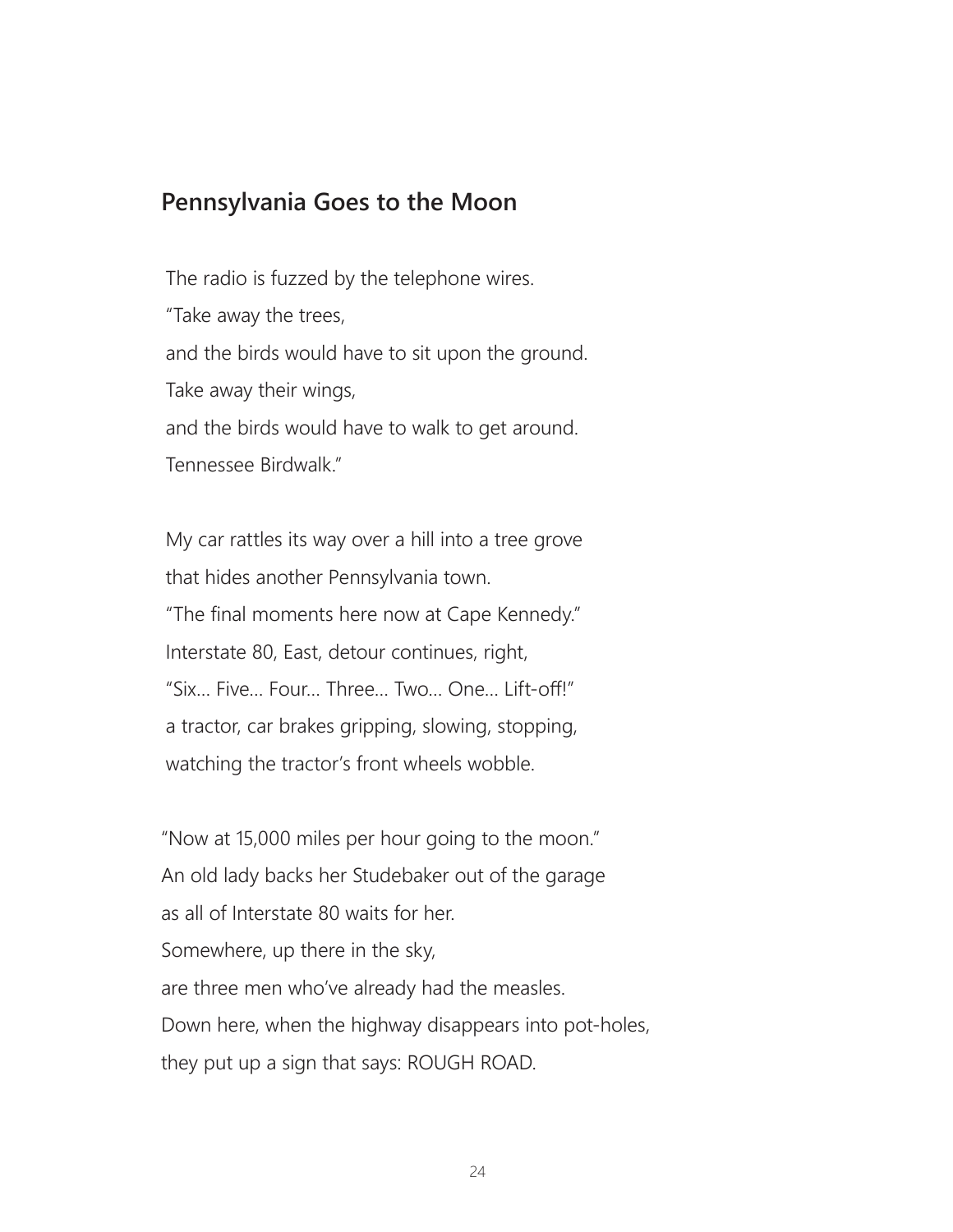## Pennsylvania Goes to the Moon

The radio is fuzzed by the telephone wires.  
"Take away the trees,  
and the birds would have to sit upon the ground.  
Take away their wings,  
and the birds would have to walk to get around.  
Tennessee Birdwalk."

My car rattles its way over a hill into a tree grove  
that hides another Pennsylvania town.  
"The final moments here now at Cape Kennedy."  
Interstate 80, East, detour continues, right,  
"Six… Five… Four… Three… Two… One… Lift-off!"  
a tractor, car brakes gripping, slowing, stopping,  
watching the tractor's front wheels wobble.

"Now at 15,000 miles per hour going to the moon."  
An old lady backs her Studebaker out of the garage  
as all of Interstate 80 waits for her.  
Somewhere, up there in the sky,  
are three men who've already had the measles.  
Down here, when the highway disappears into pot-holes,  
they put up a sign that says: ROUGH ROAD.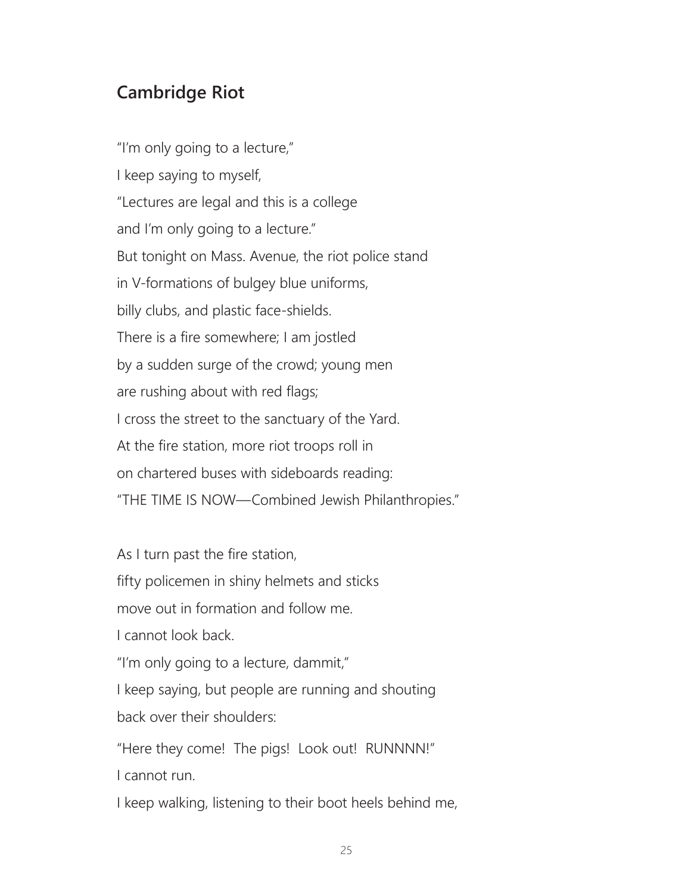## Cambridge Riot

"I'm only going to a lecture,"  
I keep saying to myself,  
"Lectures are legal and this is a college  
and I'm only going to a lecture."  
But tonight on Mass. Avenue, the riot police stand  
in V-formations of bulgey blue uniforms,  
billy clubs, and plastic face-shields.  
There is a fire somewhere; I am jostled  
by a sudden surge of the crowd; young men  
are rushing about with red flags;  
I cross the street to the sanctuary of the Yard.  
At the fire station, more riot troops roll in  
on chartered buses with sideboards reading:  
"THE TIME IS NOW—Combined Jewish Philanthropies."

As I turn past the fire station,  
fifty policemen in shiny helmets and sticks  
move out in formation and follow me.  
I cannot look back.  
"I'm only going to a lecture, dammit,"  
I keep saying, but people are running and shouting  
back over their shoulders:  
"Here they come! The pigs! Look out! RUNNNN!"  
I cannot run.  
I keep walking, listening to their boot heels behind me,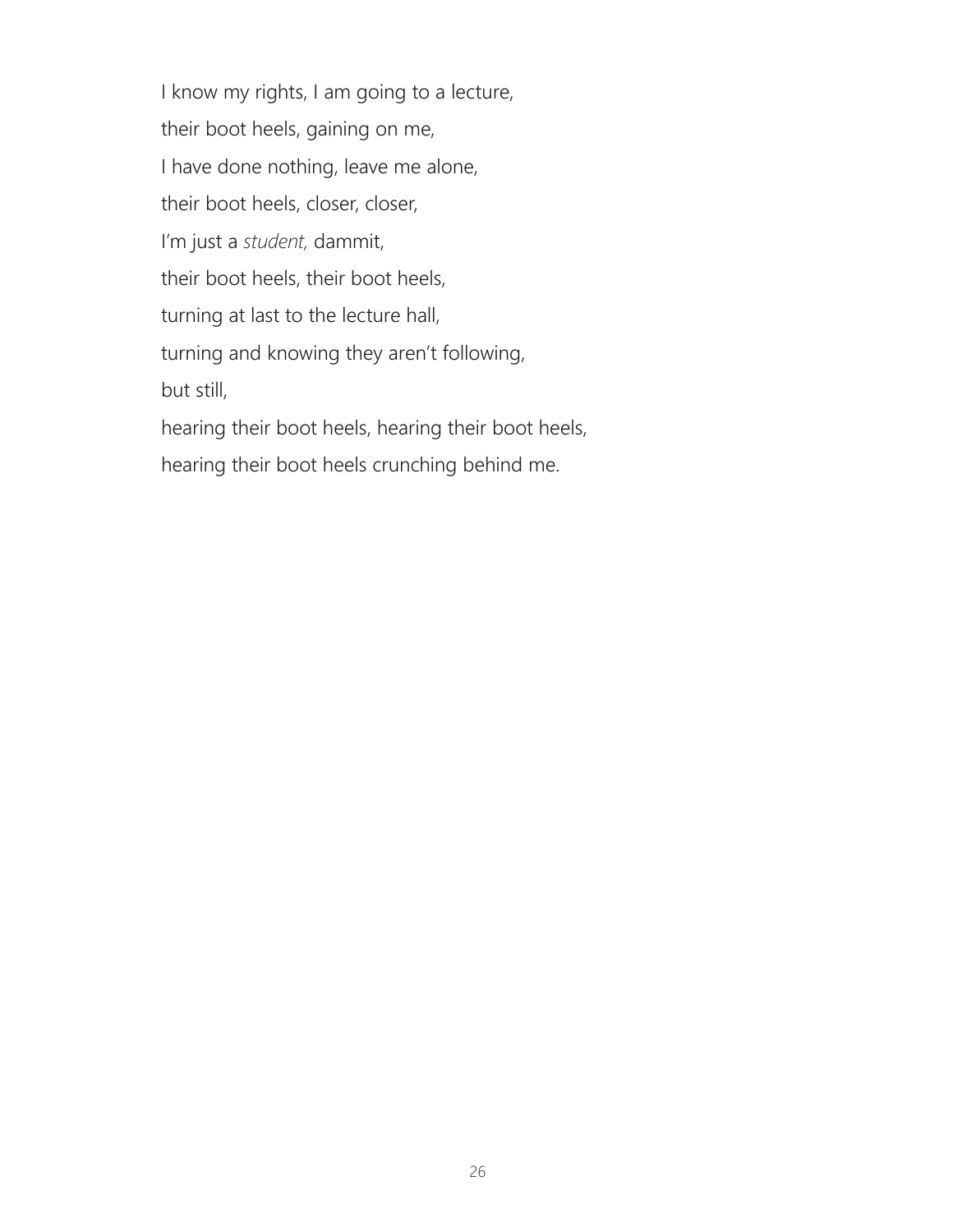I know my rights, I am going to a lecture,

their boot heels, gaining on me,

I have done nothing, leave me alone,

their boot heels, closer, closer,

I'm just a *student,* dammit,

their boot heels, their boot heels,

turning at last to the lecture hall,

turning and knowing they aren't following,

but still,

hearing their boot heels, hearing their boot heels,

hearing their boot heels crunching behind me.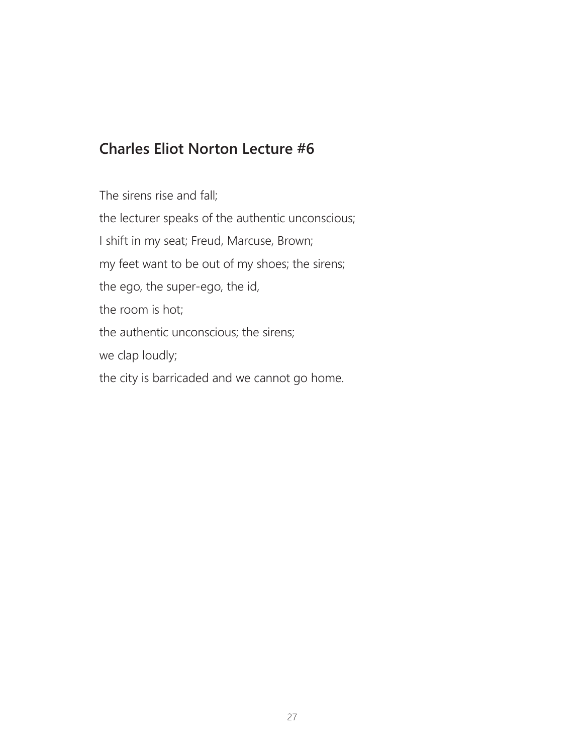## Charles Eliot Norton Lecture #6

The sirens rise and fall;  
the lecturer speaks of the authentic unconscious;  
I shift in my seat; Freud, Marcuse, Brown;  
my feet want to be out of my shoes; the sirens;  
the ego, the super-ego, the id,  
the room is hot;  
the authentic unconscious; the sirens;  
we clap loudly;  
the city is barricaded and we cannot go home.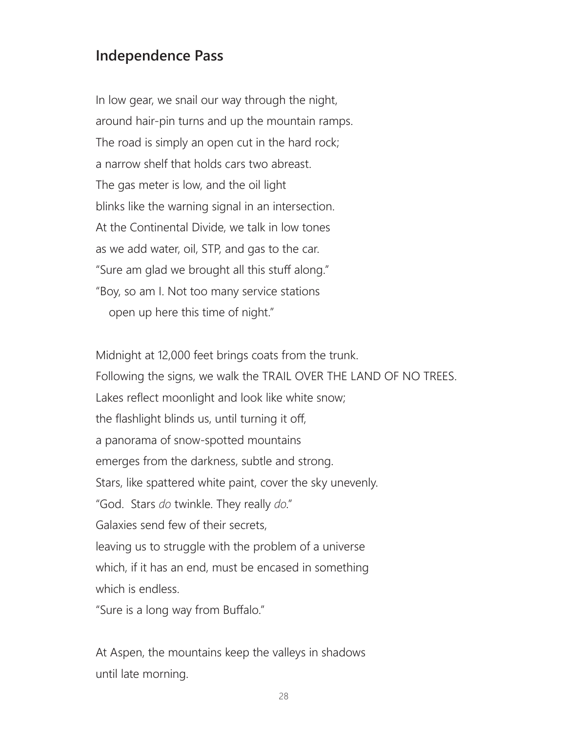## Independence Pass

In low gear, we snail our way through the night,  
around hair-pin turns and up the mountain ramps.  
The road is simply an open cut in the hard rock;  
a narrow shelf that holds cars two abreast.  
The gas meter is low, and the oil light  
blinks like the warning signal in an intersection.  
At the Continental Divide, we talk in low tones  
as we add water, oil, STP, and gas to the car.  
"Sure am glad we brought all this stuff along."  
"Boy, so am I. Not too many service stations  
   open up here this time of night."

Midnight at 12,000 feet brings coats from the trunk.  
Following the signs, we walk the TRAIL OVER THE LAND OF NO TREES.  
Lakes reflect moonlight and look like white snow;  
the flashlight blinds us, until turning it off,  
a panorama of snow-spotted mountains  
emerges from the darkness, subtle and strong.  
Stars, like spattered white paint, cover the sky unevenly.  
"God.  Stars *do* twinkle. They really *do*."  
Galaxies send few of their secrets,  
leaving us to struggle with the problem of a universe  
which, if it has an end, must be encased in something  
which is endless.  
"Sure is a long way from Buffalo."

At Aspen, the mountains keep the valleys in shadows  
until late morning.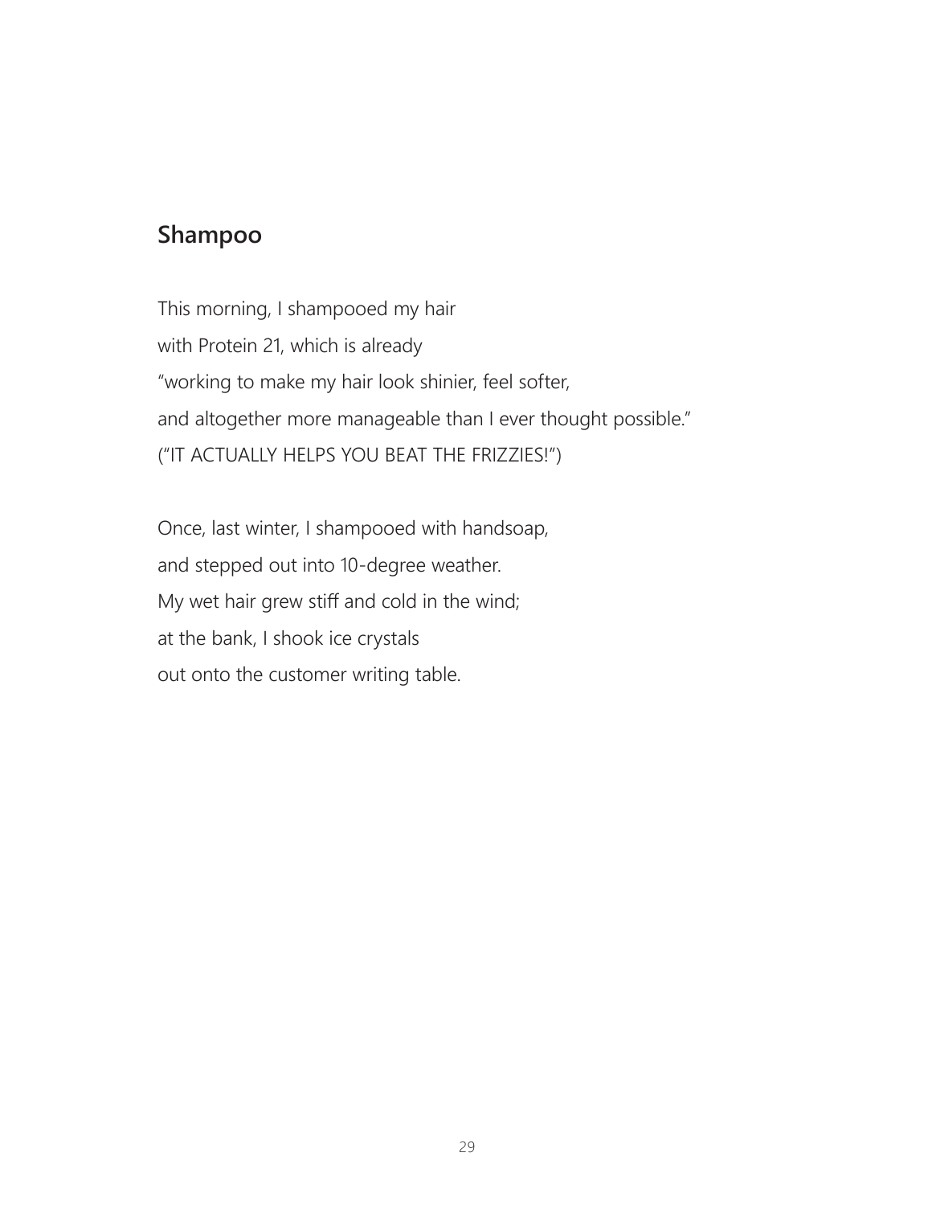## Shampoo

This morning, I shampooed my hair  
with Protein 21, which is already  
"working to make my hair look shinier, feel softer,  
and altogether more manageable than I ever thought possible."  
("IT ACTUALLY HELPS YOU BEAT THE FRIZZIES!")

Once, last winter, I shampooed with handsoap,  
and stepped out into 10-degree weather.  
My wet hair grew stiff and cold in the wind;  
at the bank, I shook ice crystals  
out onto the customer writing table.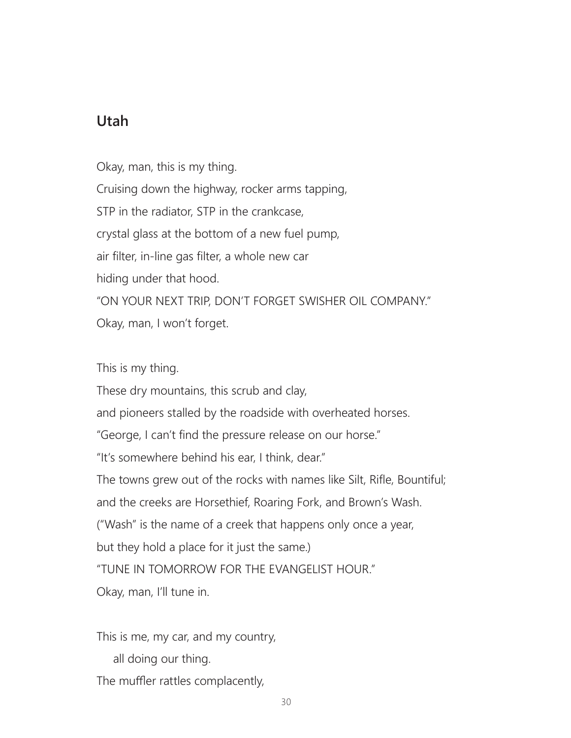## Utah

Okay, man, this is my thing.
Cruising down the highway, rocker arms tapping,
STP in the radiator, STP in the crankcase,
crystal glass at the bottom of a new fuel pump,
air filter, in-line gas filter, a whole new car
hiding under that hood.
"ON YOUR NEXT TRIP, DON'T FORGET SWISHER OIL COMPANY."
Okay, man, I won't forget.

This is my thing.
These dry mountains, this scrub and clay,
and pioneers stalled by the roadside with overheated horses.
"George, I can't find the pressure release on our horse."
"It's somewhere behind his ear, I think, dear."
The towns grew out of the rocks with names like Silt, Rifle, Bountiful;
and the creeks are Horsethief, Roaring Fork, and Brown's Wash.
("Wash" is the name of a creek that happens only once a year,
but they hold a place for it just the same.)
"TUNE IN TOMORROW FOR THE EVANGELIST HOUR."
Okay, man, I'll tune in.

This is me, my car, and my country,
    all doing our thing.
The muffler rattles complacently,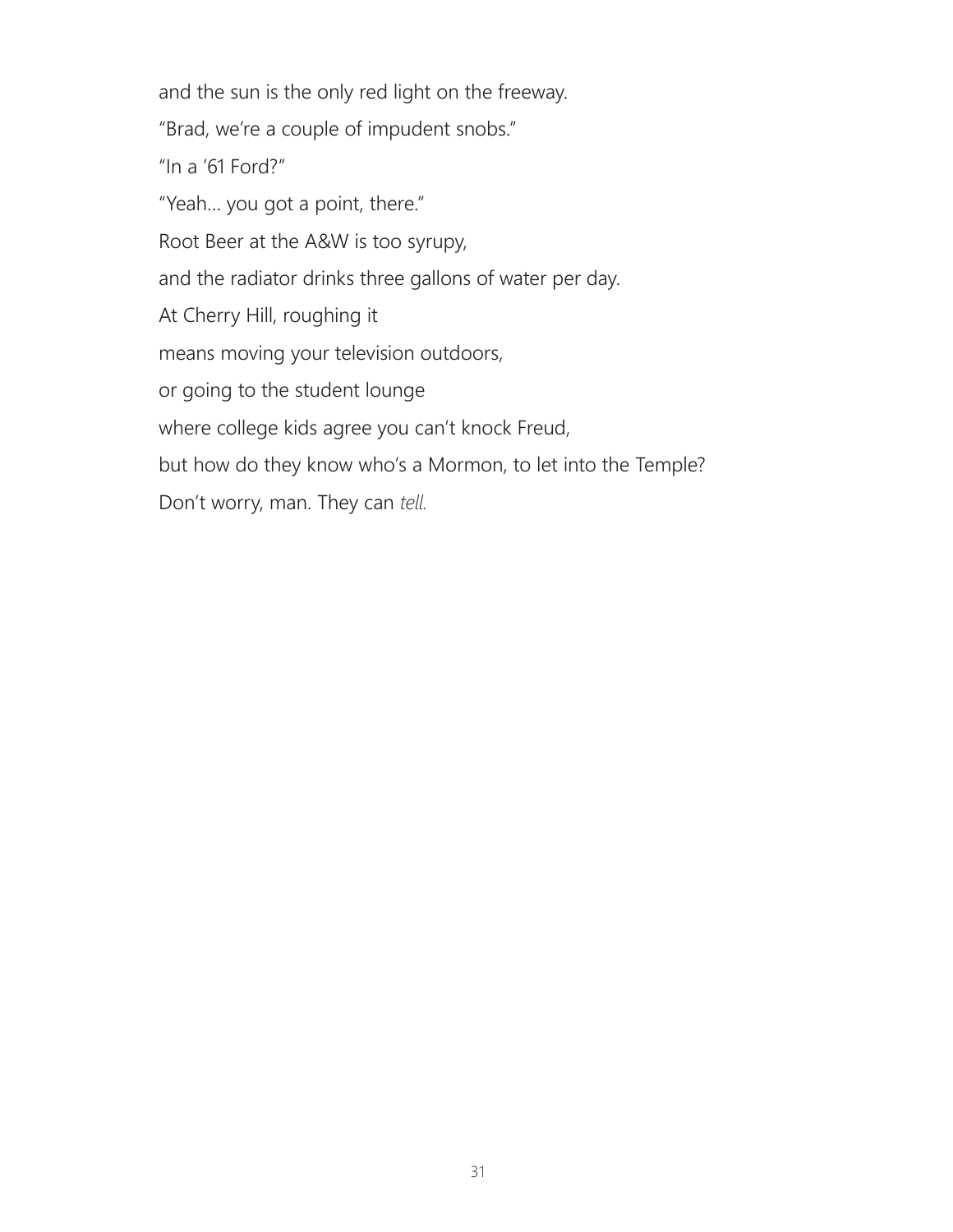and the sun is the only red light on the freeway.

"Brad, we're a couple of impudent snobs."

"In a '61 Ford?"

"Yeah… you got a point, there."

Root Beer at the A&W is too syrupy,

and the radiator drinks three gallons of water per day.

At Cherry Hill, roughing it

means moving your television outdoors,

or going to the student lounge

where college kids agree you can't knock Freud,

but how do they know who's a Mormon, to let into the Temple?

Don't worry, man. They can *tell.*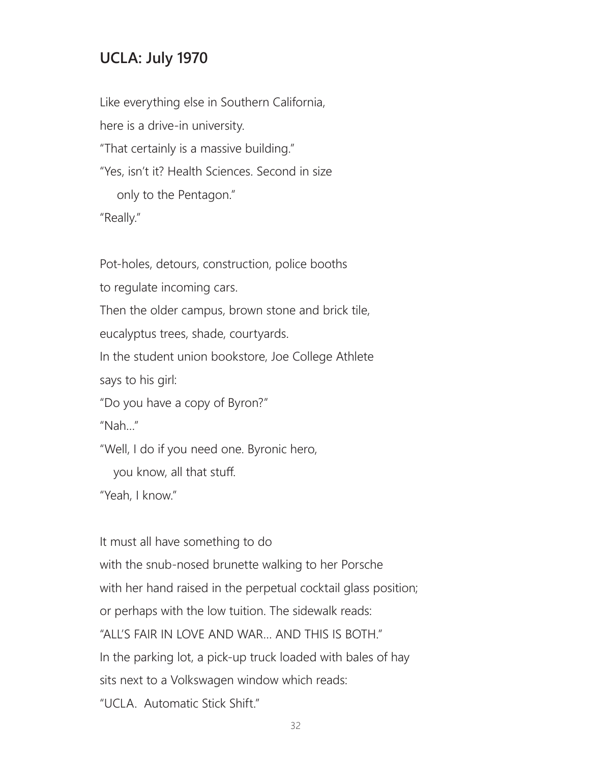## UCLA: July 1970

Like everything else in Southern California,
here is a drive-in university.
"That certainly is a massive building."
"Yes, isn't it? Health Sciences. Second in size
    only to the Pentagon."
"Really."

Pot-holes, detours, construction, police booths
to regulate incoming cars.
Then the older campus, brown stone and brick tile,
eucalyptus trees, shade, courtyards.
In the student union bookstore, Joe College Athlete
says to his girl:
"Do you have a copy of Byron?"
"Nah..."
"Well, I do if you need one. Byronic hero,
    you know, all that stuff.
"Yeah, I know."

It must all have something to do
with the snub-nosed brunette walking to her Porsche
with her hand raised in the perpetual cocktail glass position;
or perhaps with the low tuition. The sidewalk reads:
"ALL'S FAIR IN LOVE AND WAR... AND THIS IS BOTH."
In the parking lot, a pick-up truck loaded with bales of hay
sits next to a Volkswagen window which reads:
"UCLA. Automatic Stick Shift."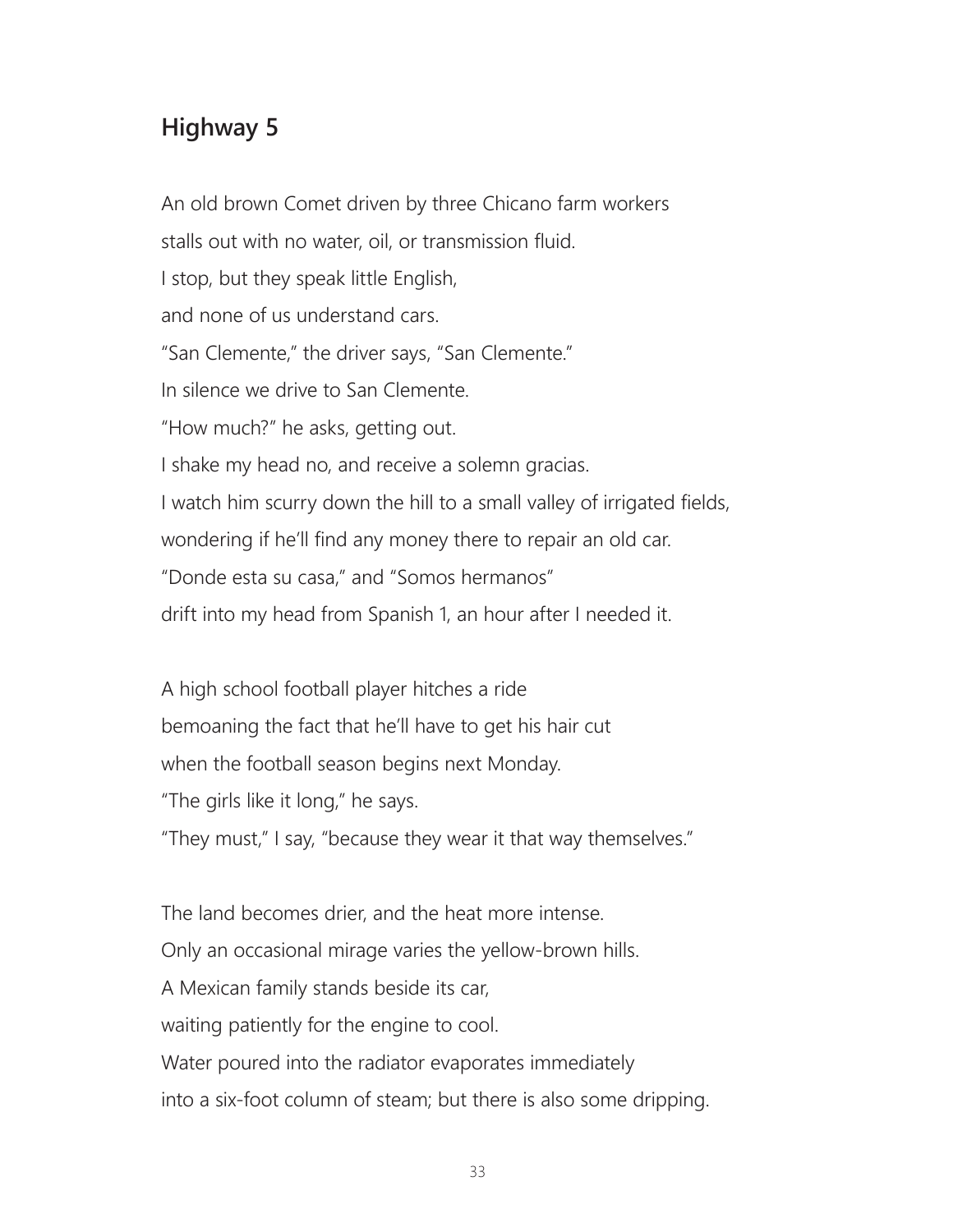## Highway 5

An old brown Comet driven by three Chicano farm workers
stalls out with no water, oil, or transmission fluid.
I stop, but they speak little English,
and none of us understand cars.
"San Clemente," the driver says, "San Clemente."
In silence we drive to San Clemente.
"How much?" he asks, getting out.
I shake my head no, and receive a solemn gracias.
I watch him scurry down the hill to a small valley of irrigated fields,
wondering if he'll find any money there to repair an old car.
"Donde esta su casa," and "Somos hermanos"
drift into my head from Spanish 1, an hour after I needed it.

A high school football player hitches a ride
bemoaning the fact that he'll have to get his hair cut
when the football season begins next Monday.
"The girls like it long," he says.
"They must," I say, "because they wear it that way themselves."

The land becomes drier, and the heat more intense.
Only an occasional mirage varies the yellow-brown hills.
A Mexican family stands beside its car,
waiting patiently for the engine to cool.
Water poured into the radiator evaporates immediately
into a six-foot column of steam; but there is also some dripping.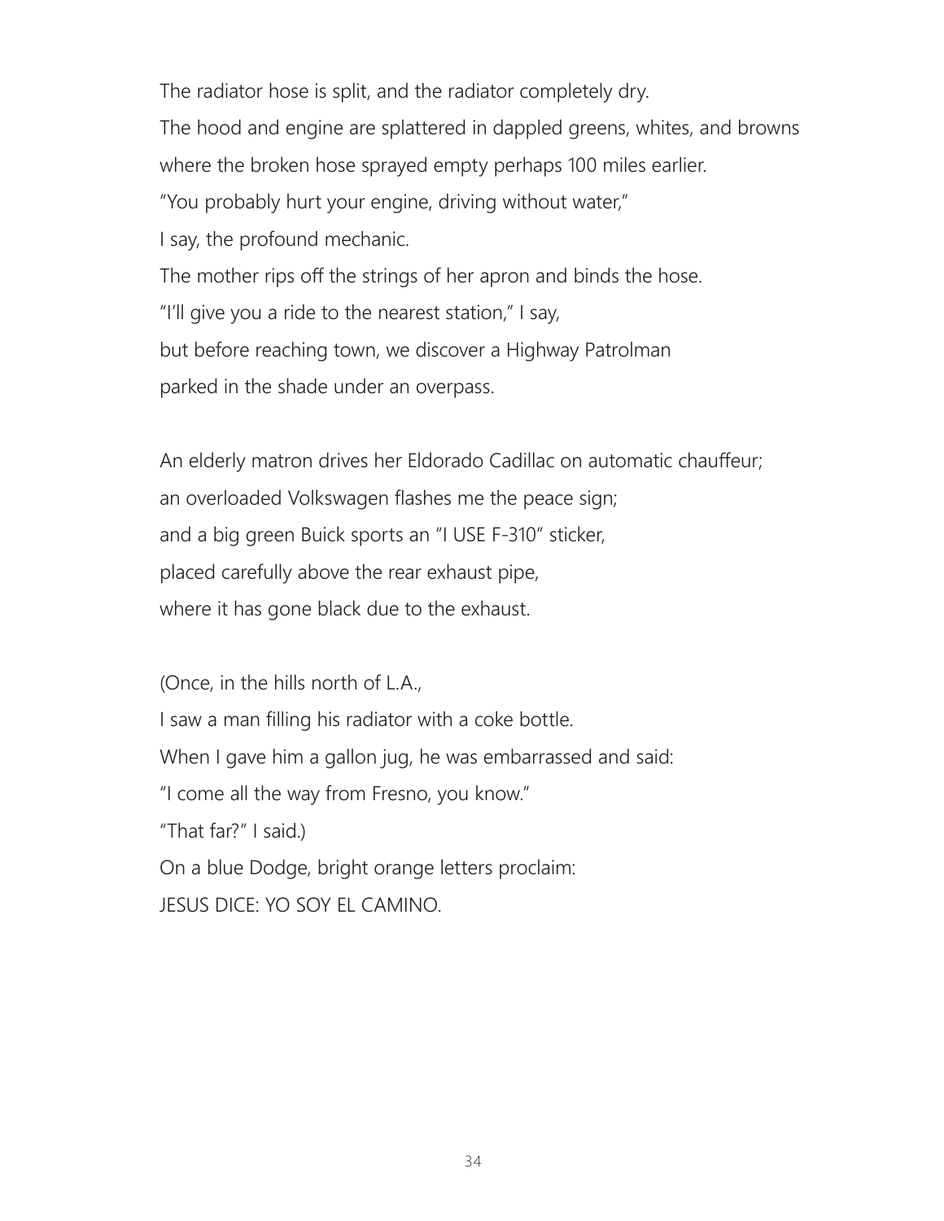The radiator hose is split, and the radiator completely dry.  
The hood and engine are splattered in dappled greens, whites, and browns  
where the broken hose sprayed empty perhaps 100 miles earlier.  
"You probably hurt your engine, driving without water,"  
I say, the profound mechanic.  
The mother rips off the strings of her apron and binds the hose.  
"I'll give you a ride to the nearest station," I say,  
but before reaching town, we discover a Highway Patrolman  
parked in the shade under an overpass.

An elderly matron drives her Eldorado Cadillac on automatic chauffeur;  
an overloaded Volkswagen flashes me the peace sign;  
and a big green Buick sports an "I USE F-310" sticker,  
placed carefully above the rear exhaust pipe,  
where it has gone black due to the exhaust.

(Once, in the hills north of L.A.,  
I saw a man filling his radiator with a coke bottle.  
When I gave him a gallon jug, he was embarrassed and said:  
"I come all the way from Fresno, you know."  
"That far?" I said.)  
On a blue Dodge, bright orange letters proclaim:  
JESUS DICE: YO SOY EL CAMINO.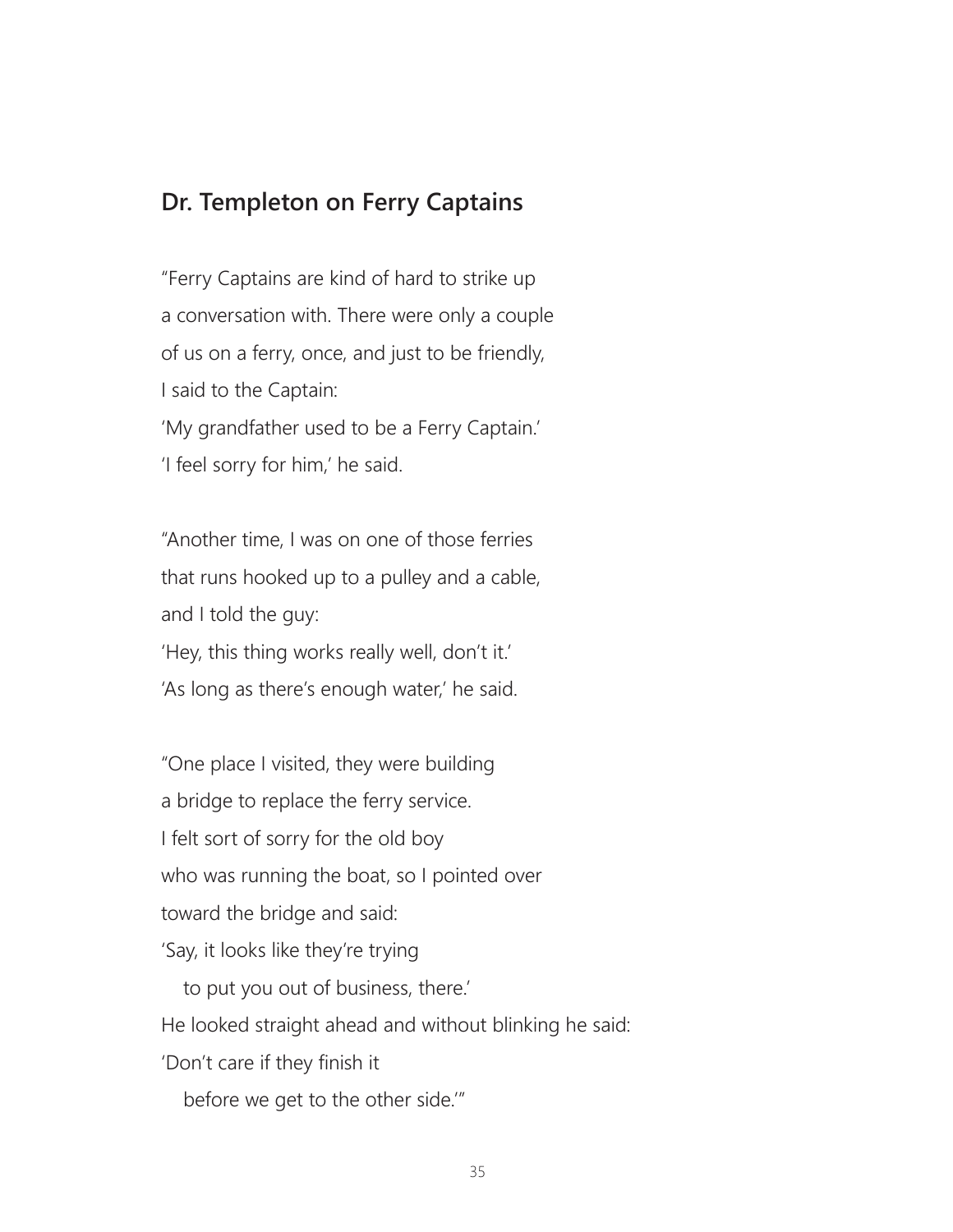## Dr. Templeton on Ferry Captains

"Ferry Captains are kind of hard to strike up
a conversation with. There were only a couple
of us on a ferry, once, and just to be friendly,
I said to the Captain:
'My grandfather used to be a Ferry Captain.'
'I feel sorry for him,' he said.

"Another time, I was on one of those ferries
that runs hooked up to a pulley and a cable,
and I told the guy:
'Hey, this thing works really well, don't it.'
'As long as there's enough water,' he said.

"One place I visited, they were building
a bridge to replace the ferry service.
I felt sort of sorry for the old boy
who was running the boat, so I pointed over
toward the bridge and said:
'Say, it looks like they're trying
  to put you out of business, there.'
He looked straight ahead and without blinking he said:
'Don't care if they finish it
  before we get to the other side.'"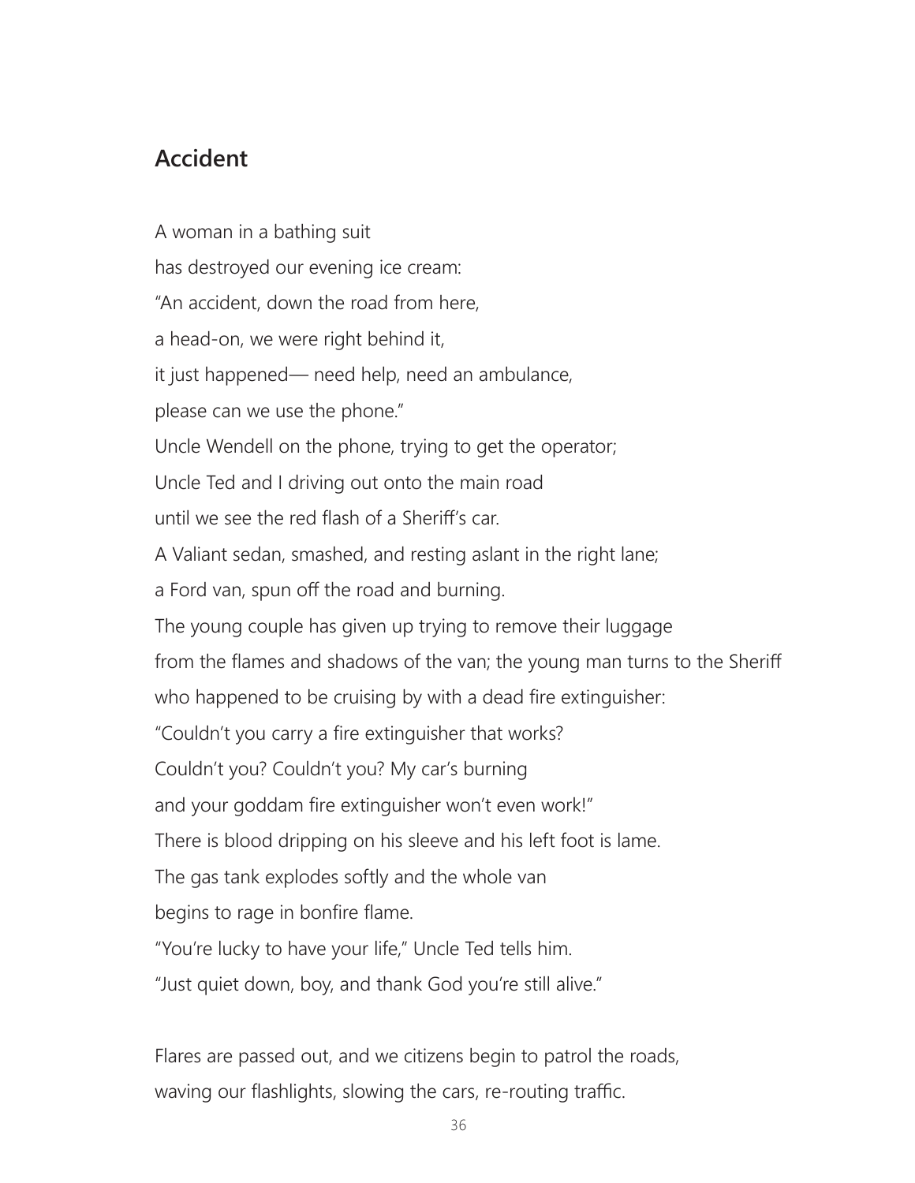## Accident

A woman in a bathing suit  
has destroyed our evening ice cream:  
"An accident, down the road from here,  
a head-on, we were right behind it,  
it just happened— need help, need an ambulance,  
please can we use the phone."  
Uncle Wendell on the phone, trying to get the operator;  
Uncle Ted and I driving out onto the main road  
until we see the red flash of a Sheriff's car.  
A Valiant sedan, smashed, and resting aslant in the right lane;  
a Ford van, spun off the road and burning.  
The young couple has given up trying to remove their luggage  
from the flames and shadows of the van; the young man turns to the Sheriff  
who happened to be cruising by with a dead fire extinguisher:  
"Couldn't you carry a fire extinguisher that works?  
Couldn't you? Couldn't you? My car's burning  
and your goddam fire extinguisher won't even work!"  
There is blood dripping on his sleeve and his left foot is lame.  
The gas tank explodes softly and the whole van  
begins to rage in bonfire flame.  
"You're lucky to have your life," Uncle Ted tells him.  
"Just quiet down, boy, and thank God you're still alive."

Flares are passed out, and we citizens begin to patrol the roads,  
waving our flashlights, slowing the cars, re-routing traffic.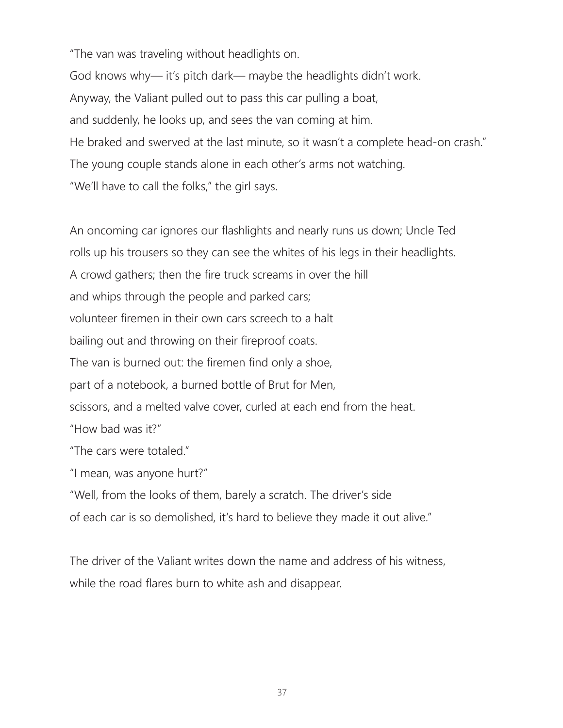"The van was traveling without headlights on.  
God knows why— it's pitch dark— maybe the headlights didn't work.  
Anyway, the Valiant pulled out to pass this car pulling a boat,  
and suddenly, he looks up, and sees the van coming at him.  
He braked and swerved at the last minute, so it wasn't a complete head-on crash."  
The young couple stands alone in each other's arms not watching.  
"We'll have to call the folks," the girl says.

An oncoming car ignores our flashlights and nearly runs us down; Uncle Ted  
rolls up his trousers so they can see the whites of his legs in their headlights.  
A crowd gathers; then the fire truck screams in over the hill  
and whips through the people and parked cars;  
volunteer firemen in their own cars screech to a halt  
bailing out and throwing on their fireproof coats.  
The van is burned out: the firemen find only a shoe,  
part of a notebook, a burned bottle of Brut for Men,  
scissors, and a melted valve cover, curled at each end from the heat.  
"How bad was it?"  
"The cars were totaled."  
"I mean, was anyone hurt?"  
"Well, from the looks of them, barely a scratch. The driver's side  
of each car is so demolished, it's hard to believe they made it out alive."

The driver of the Valiant writes down the name and address of his witness,  
while the road flares burn to white ash and disappear.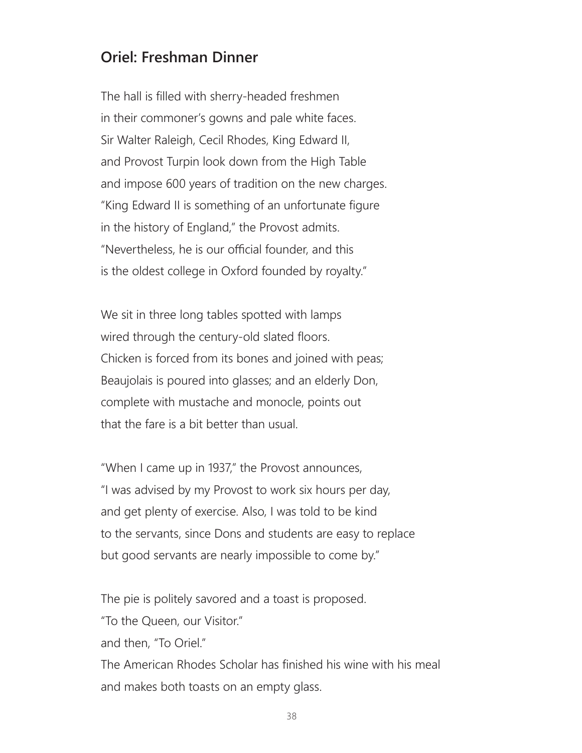## Oriel: Freshman Dinner

The hall is filled with sherry-headed freshmen  
in their commoner's gowns and pale white faces.  
Sir Walter Raleigh, Cecil Rhodes, King Edward II,  
and Provost Turpin look down from the High Table  
and impose 600 years of tradition on the new charges.  
"King Edward II is something of an unfortunate figure  
in the history of England," the Provost admits.  
"Nevertheless, he is our official founder, and this  
is the oldest college in Oxford founded by royalty."

We sit in three long tables spotted with lamps  
wired through the century-old slated floors.  
Chicken is forced from its bones and joined with peas;  
Beaujolais is poured into glasses; and an elderly Don,  
complete with mustache and monocle, points out  
that the fare is a bit better than usual.

"When I came up in 1937," the Provost announces,  
"I was advised by my Provost to work six hours per day,  
and get plenty of exercise. Also, I was told to be kind  
to the servants, since Dons and students are easy to replace  
but good servants are nearly impossible to come by."

The pie is politely savored and a toast is proposed.  
"To the Queen, our Visitor."  
and then, "To Oriel."  
The American Rhodes Scholar has finished his wine with his meal  
and makes both toasts on an empty glass.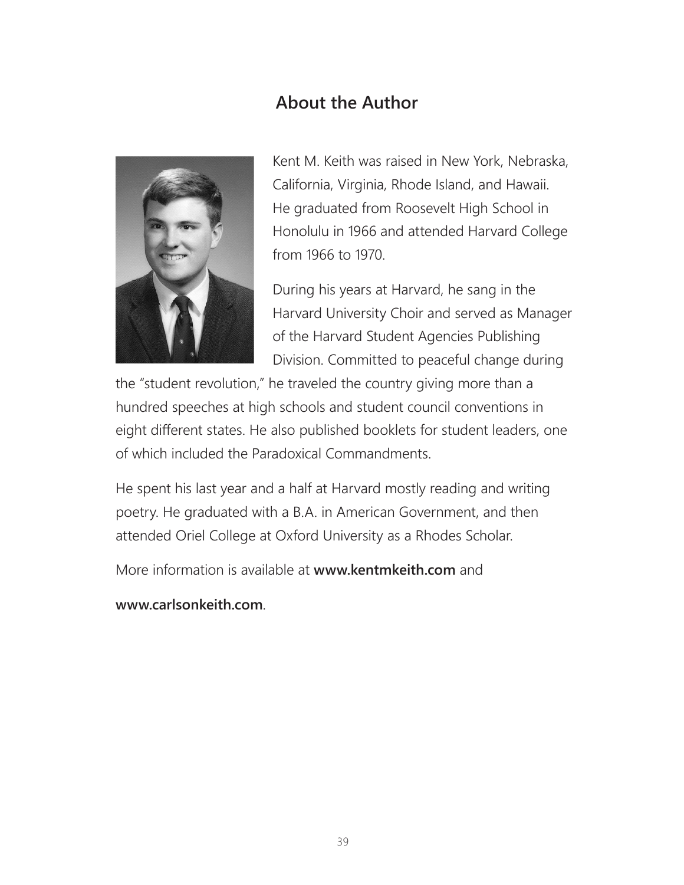## About the Author

Kent M. Keith was raised in New York, Nebraska, California, Virginia, Rhode Island, and Hawaii. He graduated from Roosevelt High School in Honolulu in 1966 and attended Harvard College from 1966 to 1970.

During his years at Harvard, he sang in the Harvard University Choir and served as Manager of the Harvard Student Agencies Publishing Division. Committed to peaceful change during the "student revolution," he traveled the country giving more than a hundred speeches at high schools and student council conventions in eight different states. He also published booklets for student leaders, one of which included the Paradoxical Commandments.

He spent his last year and a half at Harvard mostly reading and writing poetry. He graduated with a B.A. in American Government, and then attended Oriel College at Oxford University as a Rhodes Scholar.

More information is available at **www.kentmkeith.com** and

**www.carlsonkeith.com**.